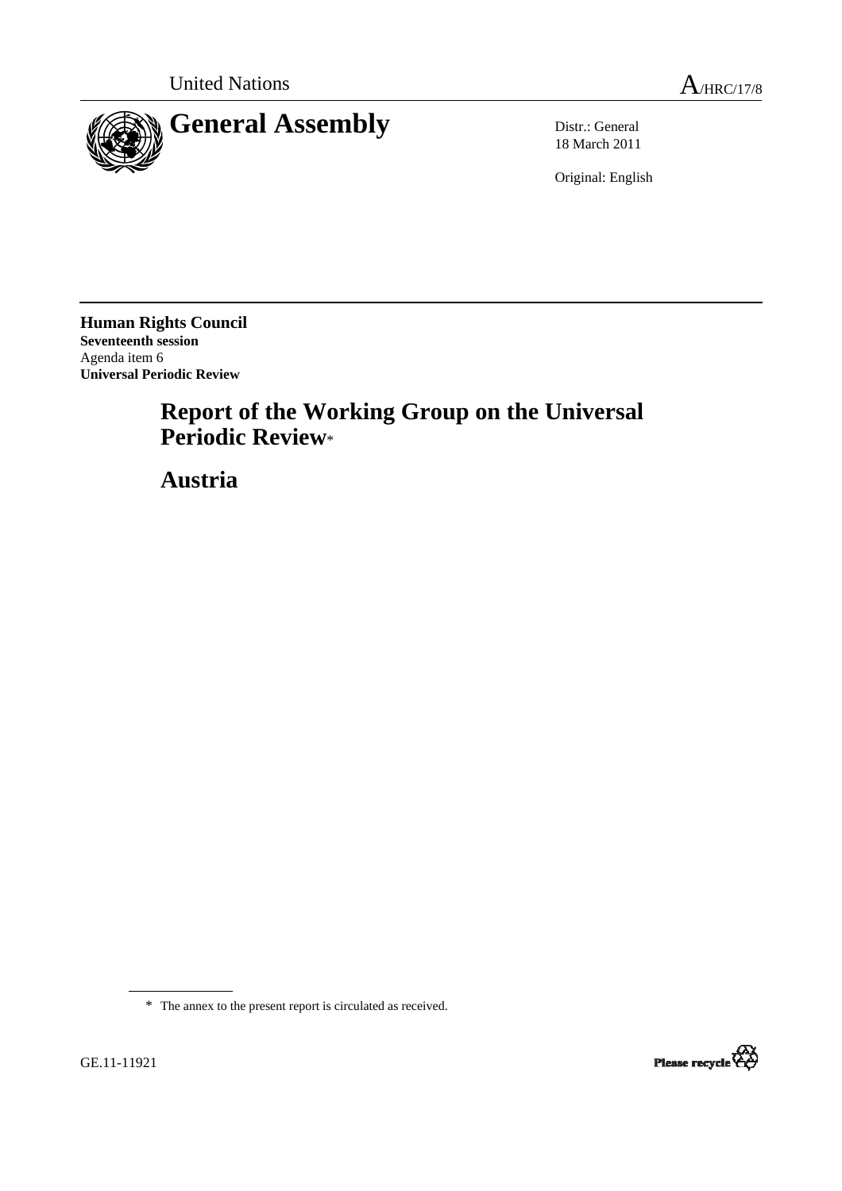United Nations A/HRC/17/8

# General Assembly

Distr.: General
18 March 2011

Original: English

**Human Rights Council**
**Seventeenth session**
Agenda item 6
**Universal Periodic Review**

# Report of the Working Group on the Universal Periodic Review*

# Austria

\* The annex to the present report is circulated as received.

GE.11-11921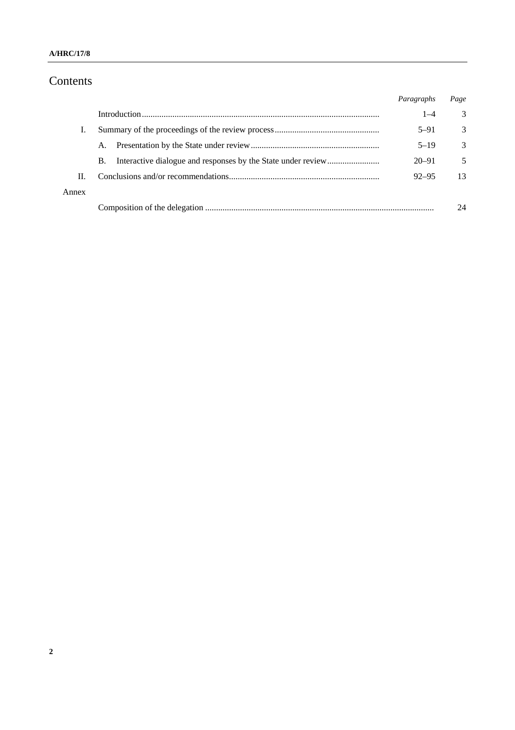# Contents

| | | *Paragraphs* | *Page* |
|---|---|---|---|
| | Introduction | 1–4 | 3 |
| I. | Summary of the proceedings of the review process | 5–91 | 3 |
| | A. Presentation by the State under review | 5–19 | 3 |
| | B. Interactive dialogue and responses by the State under review | 20–91 | 5 |
| II. | Conclusions and/or recommendations | 92–95 | 13 |
| Annex | | | |
| | Composition of the delegation | | 24 |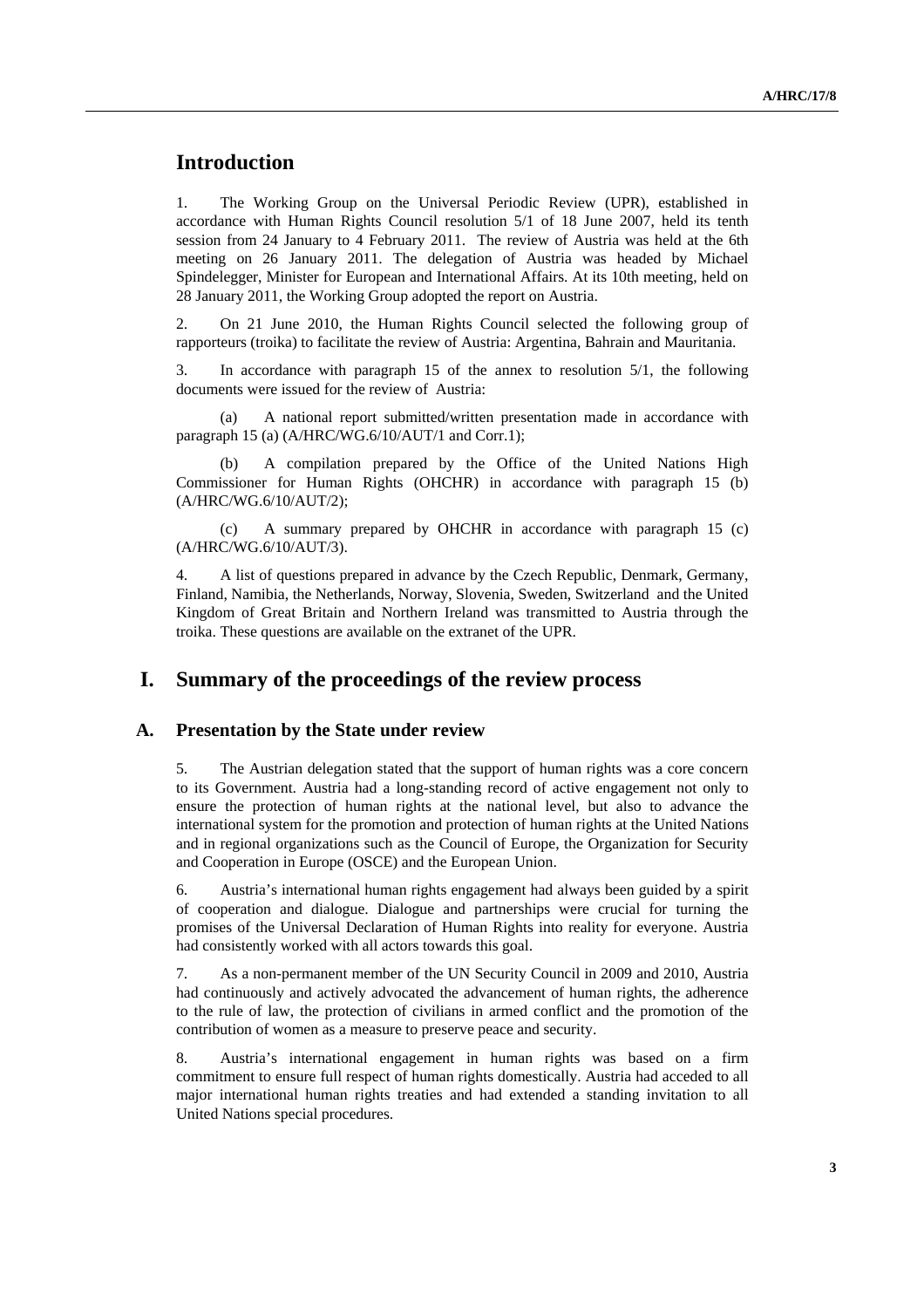# Introduction

1. The Working Group on the Universal Periodic Review (UPR), established in accordance with Human Rights Council resolution 5/1 of 18 June 2007, held its tenth session from 24 January to 4 February 2011. The review of Austria was held at the 6th meeting on 26 January 2011. The delegation of Austria was headed by Michael Spindelegger, Minister for European and International Affairs. At its 10th meeting, held on 28 January 2011, the Working Group adopted the report on Austria.

2. On 21 June 2010, the Human Rights Council selected the following group of rapporteurs (troika) to facilitate the review of Austria: Argentina, Bahrain and Mauritania.

3. In accordance with paragraph 15 of the annex to resolution 5/1, the following documents were issued for the review of Austria:

(a) A national report submitted/written presentation made in accordance with paragraph 15 (a) (A/HRC/WG.6/10/AUT/1 and Corr.1);

(b) A compilation prepared by the Office of the United Nations High Commissioner for Human Rights (OHCHR) in accordance with paragraph 15 (b) (A/HRC/WG.6/10/AUT/2);

(c) A summary prepared by OHCHR in accordance with paragraph 15 (c) (A/HRC/WG.6/10/AUT/3).

4. A list of questions prepared in advance by the Czech Republic, Denmark, Germany, Finland, Namibia, the Netherlands, Norway, Slovenia, Sweden, Switzerland and the United Kingdom of Great Britain and Northern Ireland was transmitted to Austria through the troika. These questions are available on the extranet of the UPR.

# I. Summary of the proceedings of the review process

## A. Presentation by the State under review

5. The Austrian delegation stated that the support of human rights was a core concern to its Government. Austria had a long-standing record of active engagement not only to ensure the protection of human rights at the national level, but also to advance the international system for the promotion and protection of human rights at the United Nations and in regional organizations such as the Council of Europe, the Organization for Security and Cooperation in Europe (OSCE) and the European Union.

6. Austria's international human rights engagement had always been guided by a spirit of cooperation and dialogue. Dialogue and partnerships were crucial for turning the promises of the Universal Declaration of Human Rights into reality for everyone. Austria had consistently worked with all actors towards this goal.

7. As a non-permanent member of the UN Security Council in 2009 and 2010, Austria had continuously and actively advocated the advancement of human rights, the adherence to the rule of law, the protection of civilians in armed conflict and the promotion of the contribution of women as a measure to preserve peace and security.

8. Austria's international engagement in human rights was based on a firm commitment to ensure full respect of human rights domestically. Austria had acceded to all major international human rights treaties and had extended a standing invitation to all United Nations special procedures.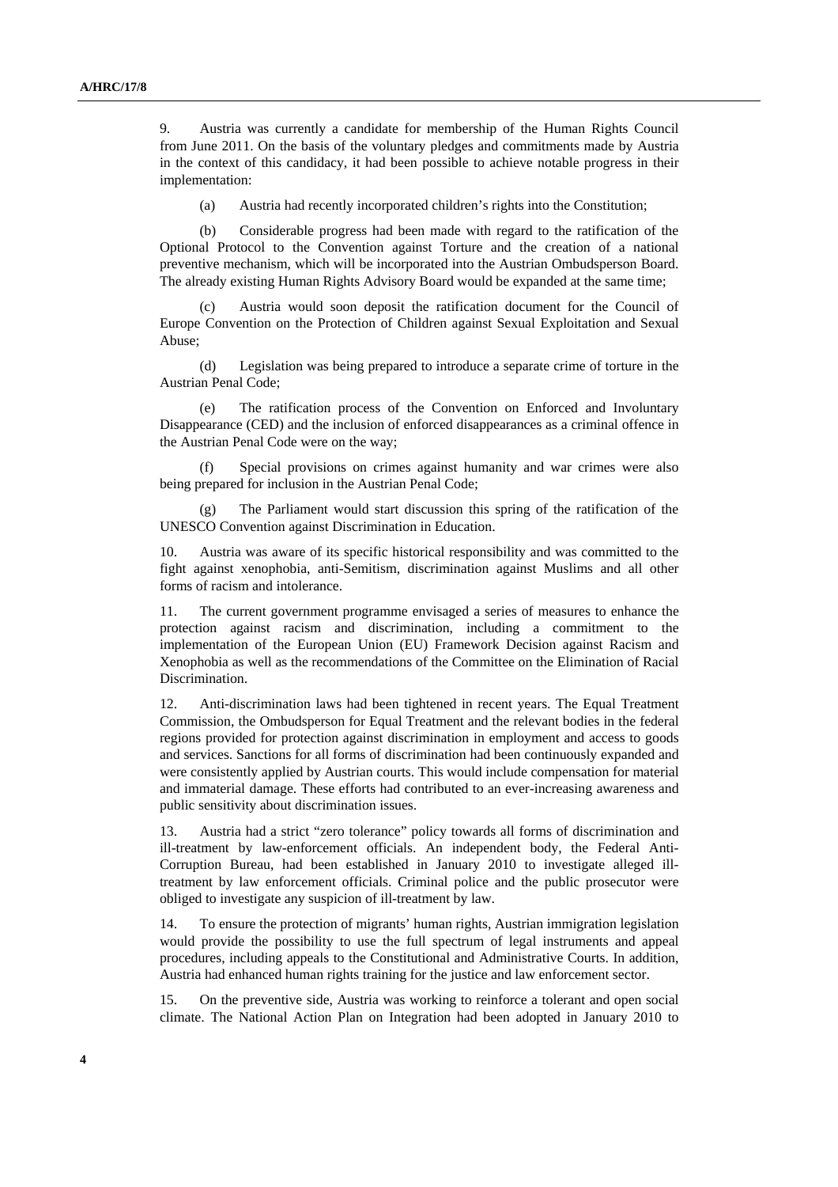9. Austria was currently a candidate for membership of the Human Rights Council from June 2011. On the basis of the voluntary pledges and commitments made by Austria in the context of this candidacy, it had been possible to achieve notable progress in their implementation:

(a) Austria had recently incorporated children's rights into the Constitution;

(b) Considerable progress had been made with regard to the ratification of the Optional Protocol to the Convention against Torture and the creation of a national preventive mechanism, which will be incorporated into the Austrian Ombudsperson Board. The already existing Human Rights Advisory Board would be expanded at the same time;

(c) Austria would soon deposit the ratification document for the Council of Europe Convention on the Protection of Children against Sexual Exploitation and Sexual Abuse;

(d) Legislation was being prepared to introduce a separate crime of torture in the Austrian Penal Code;

(e) The ratification process of the Convention on Enforced and Involuntary Disappearance (CED) and the inclusion of enforced disappearances as a criminal offence in the Austrian Penal Code were on the way;

(f) Special provisions on crimes against humanity and war crimes were also being prepared for inclusion in the Austrian Penal Code;

(g) The Parliament would start discussion this spring of the ratification of the UNESCO Convention against Discrimination in Education.

10. Austria was aware of its specific historical responsibility and was committed to the fight against xenophobia, anti-Semitism, discrimination against Muslims and all other forms of racism and intolerance.

11. The current government programme envisaged a series of measures to enhance the protection against racism and discrimination, including a commitment to the implementation of the European Union (EU) Framework Decision against Racism and Xenophobia as well as the recommendations of the Committee on the Elimination of Racial Discrimination.

12. Anti-discrimination laws had been tightened in recent years. The Equal Treatment Commission, the Ombudsperson for Equal Treatment and the relevant bodies in the federal regions provided for protection against discrimination in employment and access to goods and services. Sanctions for all forms of discrimination had been continuously expanded and were consistently applied by Austrian courts. This would include compensation for material and immaterial damage. These efforts had contributed to an ever-increasing awareness and public sensitivity about discrimination issues.

13. Austria had a strict "zero tolerance" policy towards all forms of discrimination and ill-treatment by law-enforcement officials. An independent body, the Federal Anti-Corruption Bureau, had been established in January 2010 to investigate alleged ill-treatment by law enforcement officials. Criminal police and the public prosecutor were obliged to investigate any suspicion of ill-treatment by law.

14. To ensure the protection of migrants' human rights, Austrian immigration legislation would provide the possibility to use the full spectrum of legal instruments and appeal procedures, including appeals to the Constitutional and Administrative Courts. In addition, Austria had enhanced human rights training for the justice and law enforcement sector.

15. On the preventive side, Austria was working to reinforce a tolerant and open social climate. The National Action Plan on Integration had been adopted in January 2010 to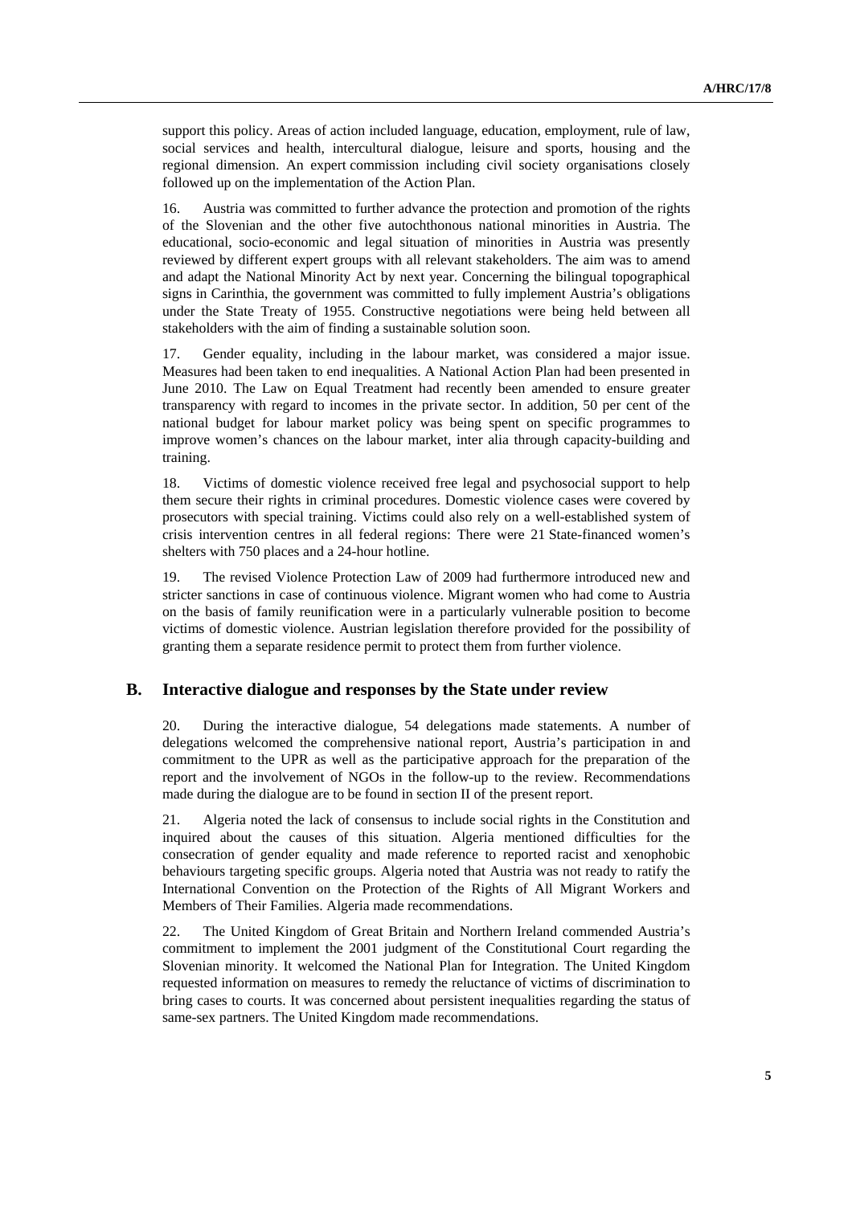support this policy. Areas of action included language, education, employment, rule of law, social services and health, intercultural dialogue, leisure and sports, housing and the regional dimension. An expert commission including civil society organisations closely followed up on the implementation of the Action Plan.

16. Austria was committed to further advance the protection and promotion of the rights of the Slovenian and the other five autochthonous national minorities in Austria. The educational, socio-economic and legal situation of minorities in Austria was presently reviewed by different expert groups with all relevant stakeholders. The aim was to amend and adapt the National Minority Act by next year. Concerning the bilingual topographical signs in Carinthia, the government was committed to fully implement Austria's obligations under the State Treaty of 1955. Constructive negotiations were being held between all stakeholders with the aim of finding a sustainable solution soon.

17. Gender equality, including in the labour market, was considered a major issue. Measures had been taken to end inequalities. A National Action Plan had been presented in June 2010. The Law on Equal Treatment had recently been amended to ensure greater transparency with regard to incomes in the private sector. In addition, 50 per cent of the national budget for labour market policy was being spent on specific programmes to improve women's chances on the labour market, inter alia through capacity-building and training.

18. Victims of domestic violence received free legal and psychosocial support to help them secure their rights in criminal procedures. Domestic violence cases were covered by prosecutors with special training. Victims could also rely on a well-established system of crisis intervention centres in all federal regions: There were 21 State-financed women's shelters with 750 places and a 24-hour hotline.

19. The revised Violence Protection Law of 2009 had furthermore introduced new and stricter sanctions in case of continuous violence. Migrant women who had come to Austria on the basis of family reunification were in a particularly vulnerable position to become victims of domestic violence. Austrian legislation therefore provided for the possibility of granting them a separate residence permit to protect them from further violence.

## B. Interactive dialogue and responses by the State under review

20. During the interactive dialogue, 54 delegations made statements. A number of delegations welcomed the comprehensive national report, Austria's participation in and commitment to the UPR as well as the participative approach for the preparation of the report and the involvement of NGOs in the follow-up to the review. Recommendations made during the dialogue are to be found in section II of the present report.

21. Algeria noted the lack of consensus to include social rights in the Constitution and inquired about the causes of this situation. Algeria mentioned difficulties for the consecration of gender equality and made reference to reported racist and xenophobic behaviours targeting specific groups. Algeria noted that Austria was not ready to ratify the International Convention on the Protection of the Rights of All Migrant Workers and Members of Their Families. Algeria made recommendations.

22. The United Kingdom of Great Britain and Northern Ireland commended Austria's commitment to implement the 2001 judgment of the Constitutional Court regarding the Slovenian minority. It welcomed the National Plan for Integration. The United Kingdom requested information on measures to remedy the reluctance of victims of discrimination to bring cases to courts. It was concerned about persistent inequalities regarding the status of same-sex partners. The United Kingdom made recommendations.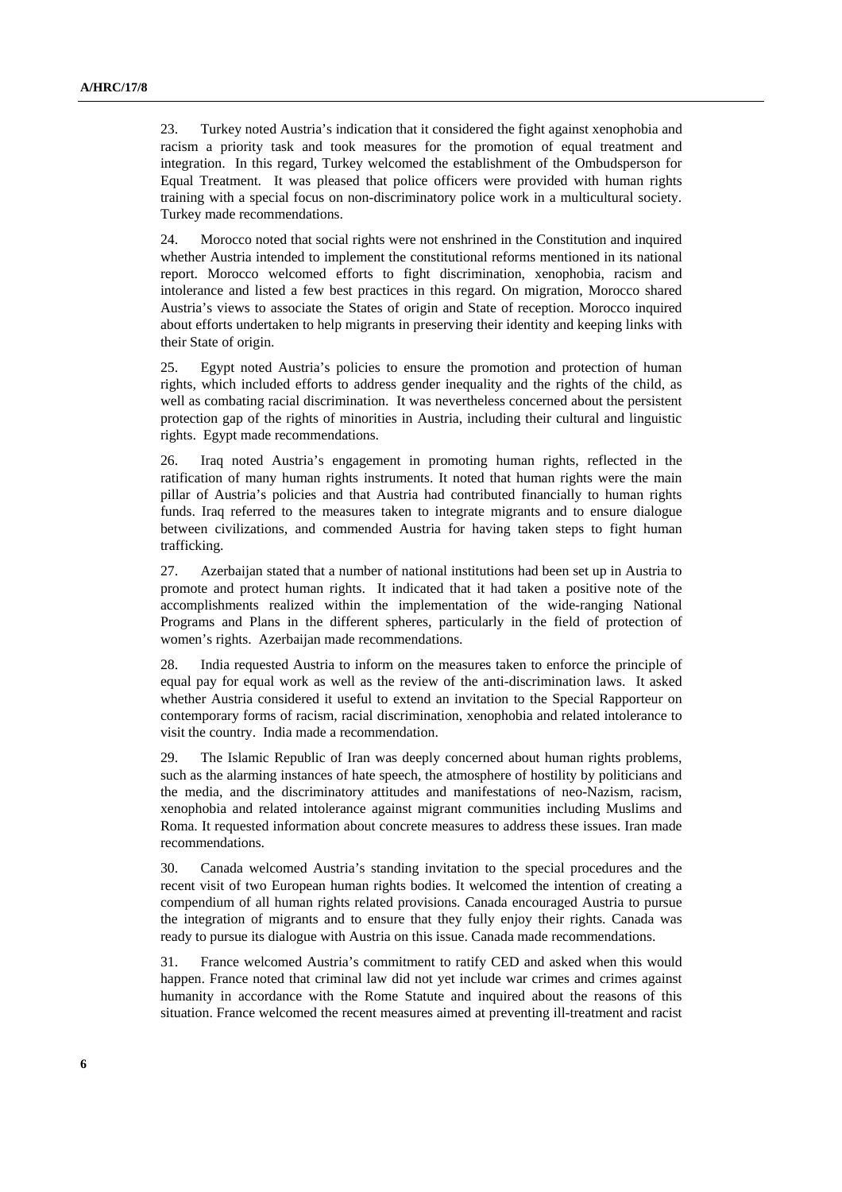23. Turkey noted Austria's indication that it considered the fight against xenophobia and racism a priority task and took measures for the promotion of equal treatment and integration. In this regard, Turkey welcomed the establishment of the Ombudsperson for Equal Treatment. It was pleased that police officers were provided with human rights training with a special focus on non-discriminatory police work in a multicultural society. Turkey made recommendations.

24. Morocco noted that social rights were not enshrined in the Constitution and inquired whether Austria intended to implement the constitutional reforms mentioned in its national report. Morocco welcomed efforts to fight discrimination, xenophobia, racism and intolerance and listed a few best practices in this regard. On migration, Morocco shared Austria's views to associate the States of origin and State of reception. Morocco inquired about efforts undertaken to help migrants in preserving their identity and keeping links with their State of origin.

25. Egypt noted Austria's policies to ensure the promotion and protection of human rights, which included efforts to address gender inequality and the rights of the child, as well as combating racial discrimination. It was nevertheless concerned about the persistent protection gap of the rights of minorities in Austria, including their cultural and linguistic rights. Egypt made recommendations.

26. Iraq noted Austria's engagement in promoting human rights, reflected in the ratification of many human rights instruments. It noted that human rights were the main pillar of Austria's policies and that Austria had contributed financially to human rights funds. Iraq referred to the measures taken to integrate migrants and to ensure dialogue between civilizations, and commended Austria for having taken steps to fight human trafficking.

27. Azerbaijan stated that a number of national institutions had been set up in Austria to promote and protect human rights. It indicated that it had taken a positive note of the accomplishments realized within the implementation of the wide-ranging National Programs and Plans in the different spheres, particularly in the field of protection of women's rights. Azerbaijan made recommendations.

28. India requested Austria to inform on the measures taken to enforce the principle of equal pay for equal work as well as the review of the anti-discrimination laws. It asked whether Austria considered it useful to extend an invitation to the Special Rapporteur on contemporary forms of racism, racial discrimination, xenophobia and related intolerance to visit the country. India made a recommendation.

29. The Islamic Republic of Iran was deeply concerned about human rights problems, such as the alarming instances of hate speech, the atmosphere of hostility by politicians and the media, and the discriminatory attitudes and manifestations of neo-Nazism, racism, xenophobia and related intolerance against migrant communities including Muslims and Roma. It requested information about concrete measures to address these issues. Iran made recommendations.

30. Canada welcomed Austria's standing invitation to the special procedures and the recent visit of two European human rights bodies. It welcomed the intention of creating a compendium of all human rights related provisions. Canada encouraged Austria to pursue the integration of migrants and to ensure that they fully enjoy their rights. Canada was ready to pursue its dialogue with Austria on this issue. Canada made recommendations.

31. France welcomed Austria's commitment to ratify CED and asked when this would happen. France noted that criminal law did not yet include war crimes and crimes against humanity in accordance with the Rome Statute and inquired about the reasons of this situation. France welcomed the recent measures aimed at preventing ill-treatment and racist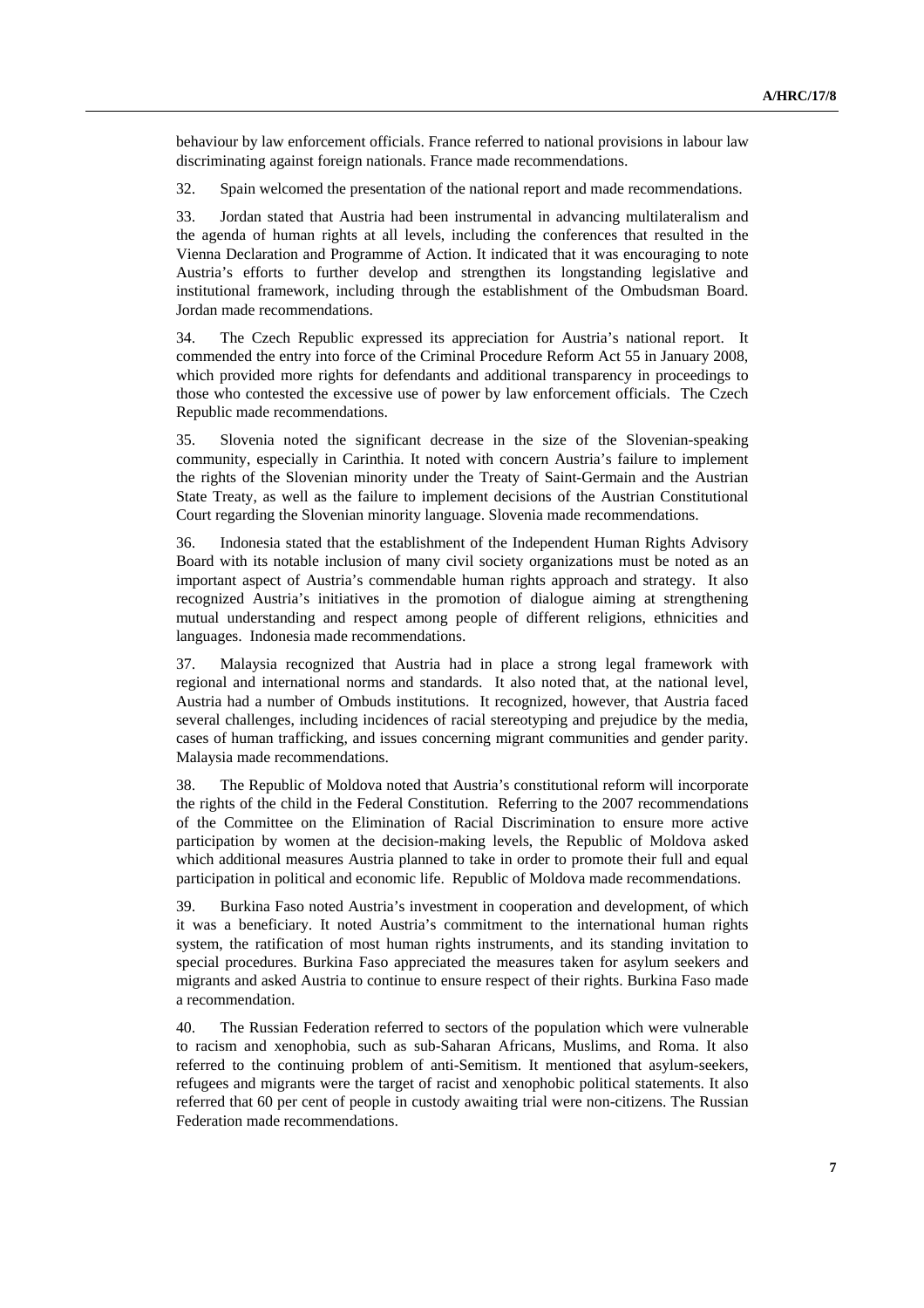behaviour by law enforcement officials. France referred to national provisions in labour law discriminating against foreign nationals. France made recommendations.

32. Spain welcomed the presentation of the national report and made recommendations.

33. Jordan stated that Austria had been instrumental in advancing multilateralism and the agenda of human rights at all levels, including the conferences that resulted in the Vienna Declaration and Programme of Action. It indicated that it was encouraging to note Austria's efforts to further develop and strengthen its longstanding legislative and institutional framework, including through the establishment of the Ombudsman Board. Jordan made recommendations.

34. The Czech Republic expressed its appreciation for Austria's national report. It commended the entry into force of the Criminal Procedure Reform Act 55 in January 2008, which provided more rights for defendants and additional transparency in proceedings to those who contested the excessive use of power by law enforcement officials. The Czech Republic made recommendations.

35. Slovenia noted the significant decrease in the size of the Slovenian-speaking community, especially in Carinthia. It noted with concern Austria's failure to implement the rights of the Slovenian minority under the Treaty of Saint-Germain and the Austrian State Treaty, as well as the failure to implement decisions of the Austrian Constitutional Court regarding the Slovenian minority language. Slovenia made recommendations.

36. Indonesia stated that the establishment of the Independent Human Rights Advisory Board with its notable inclusion of many civil society organizations must be noted as an important aspect of Austria's commendable human rights approach and strategy. It also recognized Austria's initiatives in the promotion of dialogue aiming at strengthening mutual understanding and respect among people of different religions, ethnicities and languages. Indonesia made recommendations.

37. Malaysia recognized that Austria had in place a strong legal framework with regional and international norms and standards. It also noted that, at the national level, Austria had a number of Ombuds institutions. It recognized, however, that Austria faced several challenges, including incidences of racial stereotyping and prejudice by the media, cases of human trafficking, and issues concerning migrant communities and gender parity. Malaysia made recommendations.

38. The Republic of Moldova noted that Austria's constitutional reform will incorporate the rights of the child in the Federal Constitution. Referring to the 2007 recommendations of the Committee on the Elimination of Racial Discrimination to ensure more active participation by women at the decision-making levels, the Republic of Moldova asked which additional measures Austria planned to take in order to promote their full and equal participation in political and economic life. Republic of Moldova made recommendations.

39. Burkina Faso noted Austria's investment in cooperation and development, of which it was a beneficiary. It noted Austria's commitment to the international human rights system, the ratification of most human rights instruments, and its standing invitation to special procedures. Burkina Faso appreciated the measures taken for asylum seekers and migrants and asked Austria to continue to ensure respect of their rights. Burkina Faso made a recommendation.

40. The Russian Federation referred to sectors of the population which were vulnerable to racism and xenophobia, such as sub-Saharan Africans, Muslims, and Roma. It also referred to the continuing problem of anti-Semitism. It mentioned that asylum-seekers, refugees and migrants were the target of racist and xenophobic political statements. It also referred that 60 per cent of people in custody awaiting trial were non-citizens. The Russian Federation made recommendations.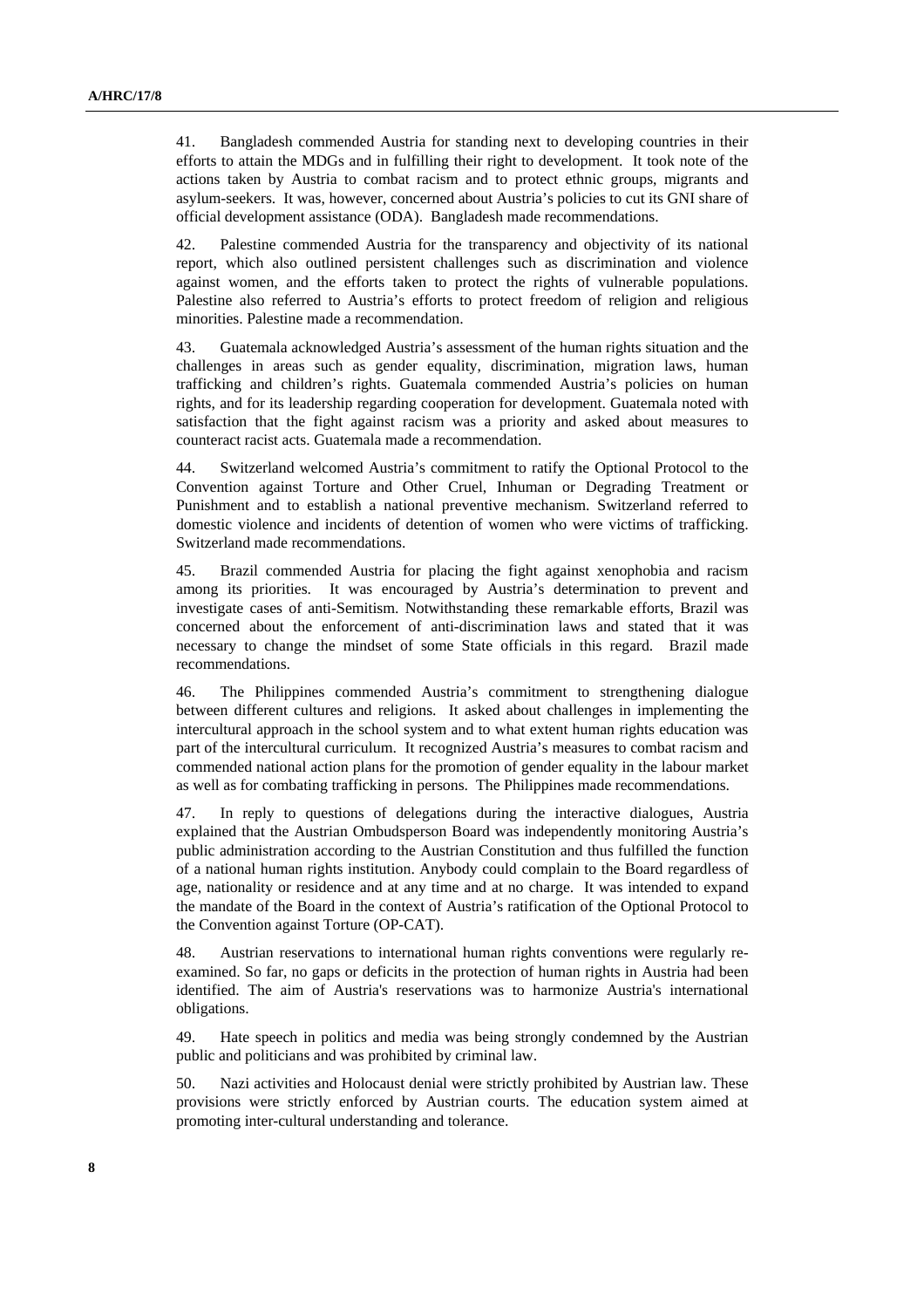41. Bangladesh commended Austria for standing next to developing countries in their efforts to attain the MDGs and in fulfilling their right to development. It took note of the actions taken by Austria to combat racism and to protect ethnic groups, migrants and asylum-seekers. It was, however, concerned about Austria's policies to cut its GNI share of official development assistance (ODA). Bangladesh made recommendations.

42. Palestine commended Austria for the transparency and objectivity of its national report, which also outlined persistent challenges such as discrimination and violence against women, and the efforts taken to protect the rights of vulnerable populations. Palestine also referred to Austria's efforts to protect freedom of religion and religious minorities. Palestine made a recommendation.

43. Guatemala acknowledged Austria's assessment of the human rights situation and the challenges in areas such as gender equality, discrimination, migration laws, human trafficking and children's rights. Guatemala commended Austria's policies on human rights, and for its leadership regarding cooperation for development. Guatemala noted with satisfaction that the fight against racism was a priority and asked about measures to counteract racist acts. Guatemala made a recommendation.

44. Switzerland welcomed Austria's commitment to ratify the Optional Protocol to the Convention against Torture and Other Cruel, Inhuman or Degrading Treatment or Punishment and to establish a national preventive mechanism. Switzerland referred to domestic violence and incidents of detention of women who were victims of trafficking. Switzerland made recommendations.

45. Brazil commended Austria for placing the fight against xenophobia and racism among its priorities. It was encouraged by Austria's determination to prevent and investigate cases of anti-Semitism. Notwithstanding these remarkable efforts, Brazil was concerned about the enforcement of anti-discrimination laws and stated that it was necessary to change the mindset of some State officials in this regard. Brazil made recommendations.

46. The Philippines commended Austria's commitment to strengthening dialogue between different cultures and religions. It asked about challenges in implementing the intercultural approach in the school system and to what extent human rights education was part of the intercultural curriculum. It recognized Austria's measures to combat racism and commended national action plans for the promotion of gender equality in the labour market as well as for combating trafficking in persons. The Philippines made recommendations.

47. In reply to questions of delegations during the interactive dialogues, Austria explained that the Austrian Ombudsperson Board was independently monitoring Austria's public administration according to the Austrian Constitution and thus fulfilled the function of a national human rights institution. Anybody could complain to the Board regardless of age, nationality or residence and at any time and at no charge. It was intended to expand the mandate of the Board in the context of Austria's ratification of the Optional Protocol to the Convention against Torture (OP-CAT).

48. Austrian reservations to international human rights conventions were regularly re-examined. So far, no gaps or deficits in the protection of human rights in Austria had been identified. The aim of Austria's reservations was to harmonize Austria's international obligations.

49. Hate speech in politics and media was being strongly condemned by the Austrian public and politicians and was prohibited by criminal law.

50. Nazi activities and Holocaust denial were strictly prohibited by Austrian law. These provisions were strictly enforced by Austrian courts. The education system aimed at promoting inter-cultural understanding and tolerance.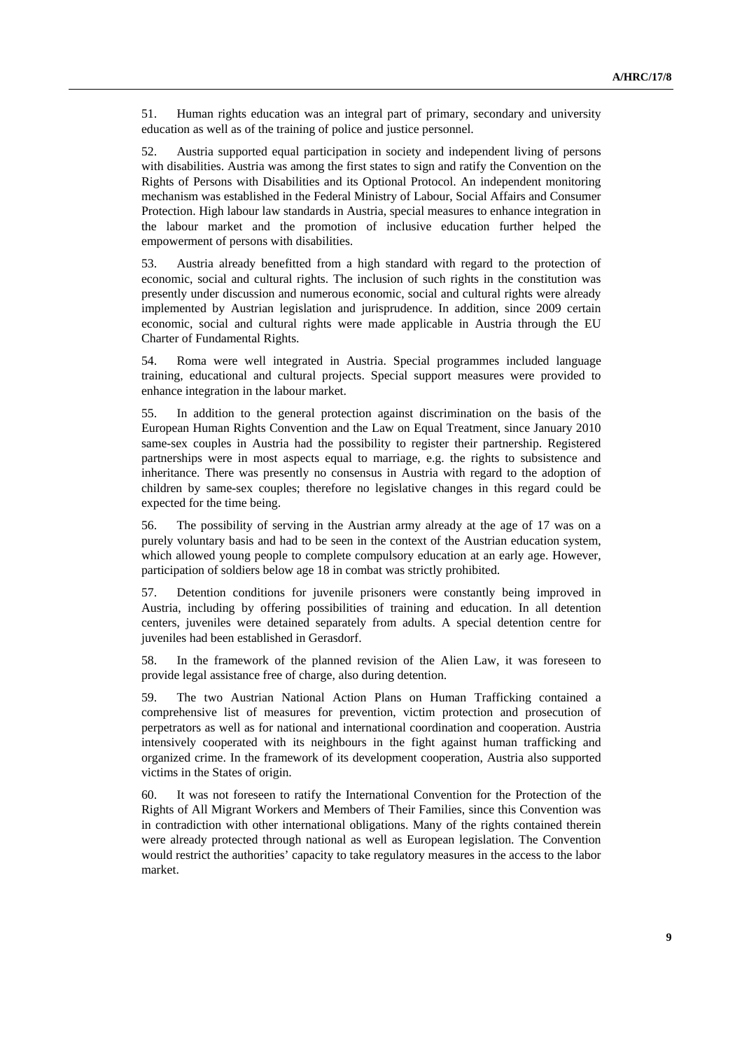51. Human rights education was an integral part of primary, secondary and university education as well as of the training of police and justice personnel.

52. Austria supported equal participation in society and independent living of persons with disabilities. Austria was among the first states to sign and ratify the Convention on the Rights of Persons with Disabilities and its Optional Protocol. An independent monitoring mechanism was established in the Federal Ministry of Labour, Social Affairs and Consumer Protection. High labour law standards in Austria, special measures to enhance integration in the labour market and the promotion of inclusive education further helped the empowerment of persons with disabilities.

53. Austria already benefitted from a high standard with regard to the protection of economic, social and cultural rights. The inclusion of such rights in the constitution was presently under discussion and numerous economic, social and cultural rights were already implemented by Austrian legislation and jurisprudence. In addition, since 2009 certain economic, social and cultural rights were made applicable in Austria through the EU Charter of Fundamental Rights.

54. Roma were well integrated in Austria. Special programmes included language training, educational and cultural projects. Special support measures were provided to enhance integration in the labour market.

55. In addition to the general protection against discrimination on the basis of the European Human Rights Convention and the Law on Equal Treatment, since January 2010 same-sex couples in Austria had the possibility to register their partnership. Registered partnerships were in most aspects equal to marriage, e.g. the rights to subsistence and inheritance. There was presently no consensus in Austria with regard to the adoption of children by same-sex couples; therefore no legislative changes in this regard could be expected for the time being.

56. The possibility of serving in the Austrian army already at the age of 17 was on a purely voluntary basis and had to be seen in the context of the Austrian education system, which allowed young people to complete compulsory education at an early age. However, participation of soldiers below age 18 in combat was strictly prohibited.

57. Detention conditions for juvenile prisoners were constantly being improved in Austria, including by offering possibilities of training and education. In all detention centers, juveniles were detained separately from adults. A special detention centre for juveniles had been established in Gerasdorf.

58. In the framework of the planned revision of the Alien Law, it was foreseen to provide legal assistance free of charge, also during detention.

59. The two Austrian National Action Plans on Human Trafficking contained a comprehensive list of measures for prevention, victim protection and prosecution of perpetrators as well as for national and international coordination and cooperation. Austria intensively cooperated with its neighbours in the fight against human trafficking and organized crime. In the framework of its development cooperation, Austria also supported victims in the States of origin.

60. It was not foreseen to ratify the International Convention for the Protection of the Rights of All Migrant Workers and Members of Their Families, since this Convention was in contradiction with other international obligations. Many of the rights contained therein were already protected through national as well as European legislation. The Convention would restrict the authorities' capacity to take regulatory measures in the access to the labor market.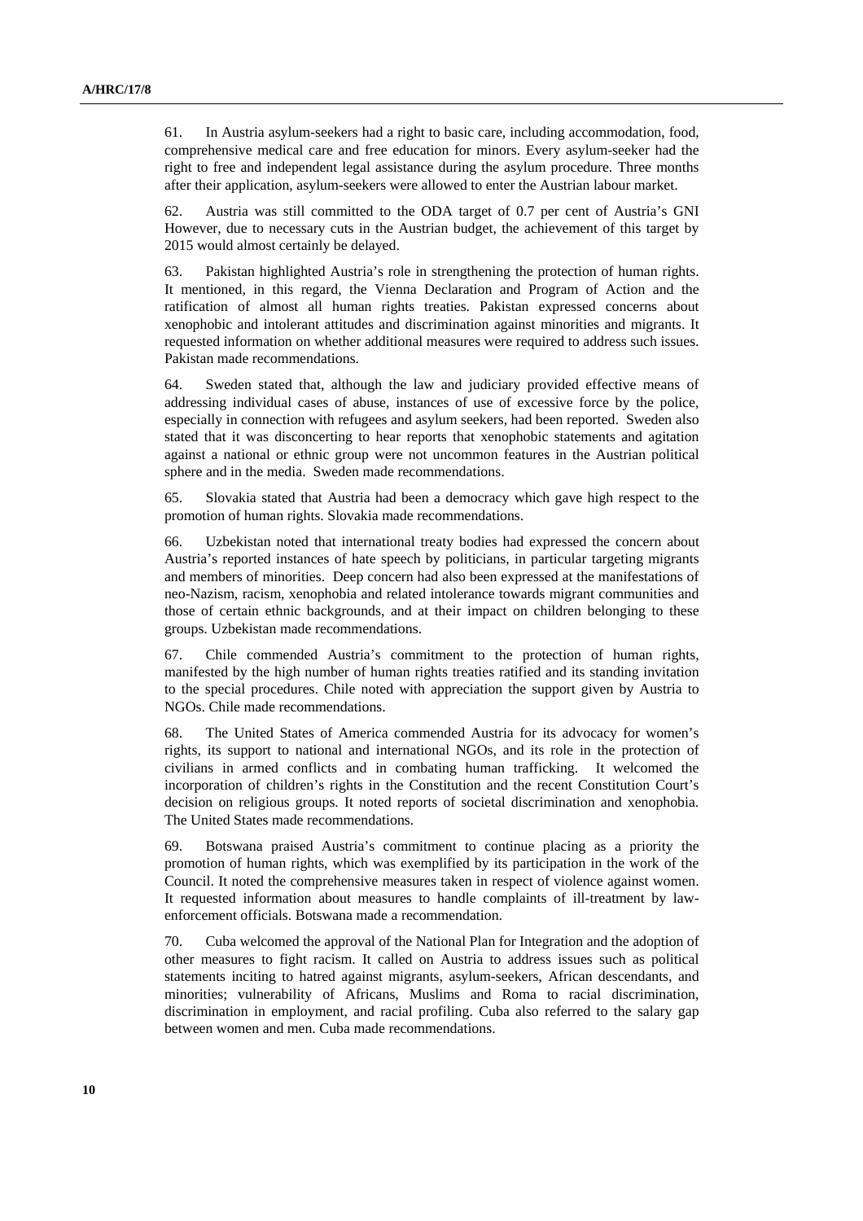61. In Austria asylum-seekers had a right to basic care, including accommodation, food, comprehensive medical care and free education for minors. Every asylum-seeker had the right to free and independent legal assistance during the asylum procedure. Three months after their application, asylum-seekers were allowed to enter the Austrian labour market.

62. Austria was still committed to the ODA target of 0.7 per cent of Austria's GNI However, due to necessary cuts in the Austrian budget, the achievement of this target by 2015 would almost certainly be delayed.

63. Pakistan highlighted Austria's role in strengthening the protection of human rights. It mentioned, in this regard, the Vienna Declaration and Program of Action and the ratification of almost all human rights treaties. Pakistan expressed concerns about xenophobic and intolerant attitudes and discrimination against minorities and migrants. It requested information on whether additional measures were required to address such issues. Pakistan made recommendations.

64. Sweden stated that, although the law and judiciary provided effective means of addressing individual cases of abuse, instances of use of excessive force by the police, especially in connection with refugees and asylum seekers, had been reported. Sweden also stated that it was disconcerting to hear reports that xenophobic statements and agitation against a national or ethnic group were not uncommon features in the Austrian political sphere and in the media. Sweden made recommendations.

65. Slovakia stated that Austria had been a democracy which gave high respect to the promotion of human rights. Slovakia made recommendations.

66. Uzbekistan noted that international treaty bodies had expressed the concern about Austria's reported instances of hate speech by politicians, in particular targeting migrants and members of minorities. Deep concern had also been expressed at the manifestations of neo-Nazism, racism, xenophobia and related intolerance towards migrant communities and those of certain ethnic backgrounds, and at their impact on children belonging to these groups. Uzbekistan made recommendations.

67. Chile commended Austria's commitment to the protection of human rights, manifested by the high number of human rights treaties ratified and its standing invitation to the special procedures. Chile noted with appreciation the support given by Austria to NGOs. Chile made recommendations.

68. The United States of America commended Austria for its advocacy for women's rights, its support to national and international NGOs, and its role in the protection of civilians in armed conflicts and in combating human trafficking. It welcomed the incorporation of children's rights in the Constitution and the recent Constitution Court's decision on religious groups. It noted reports of societal discrimination and xenophobia. The United States made recommendations.

69. Botswana praised Austria's commitment to continue placing as a priority the promotion of human rights, which was exemplified by its participation in the work of the Council. It noted the comprehensive measures taken in respect of violence against women. It requested information about measures to handle complaints of ill-treatment by law-enforcement officials. Botswana made a recommendation.

70. Cuba welcomed the approval of the National Plan for Integration and the adoption of other measures to fight racism. It called on Austria to address issues such as political statements inciting to hatred against migrants, asylum-seekers, African descendants, and minorities; vulnerability of Africans, Muslims and Roma to racial discrimination, discrimination in employment, and racial profiling. Cuba also referred to the salary gap between women and men. Cuba made recommendations.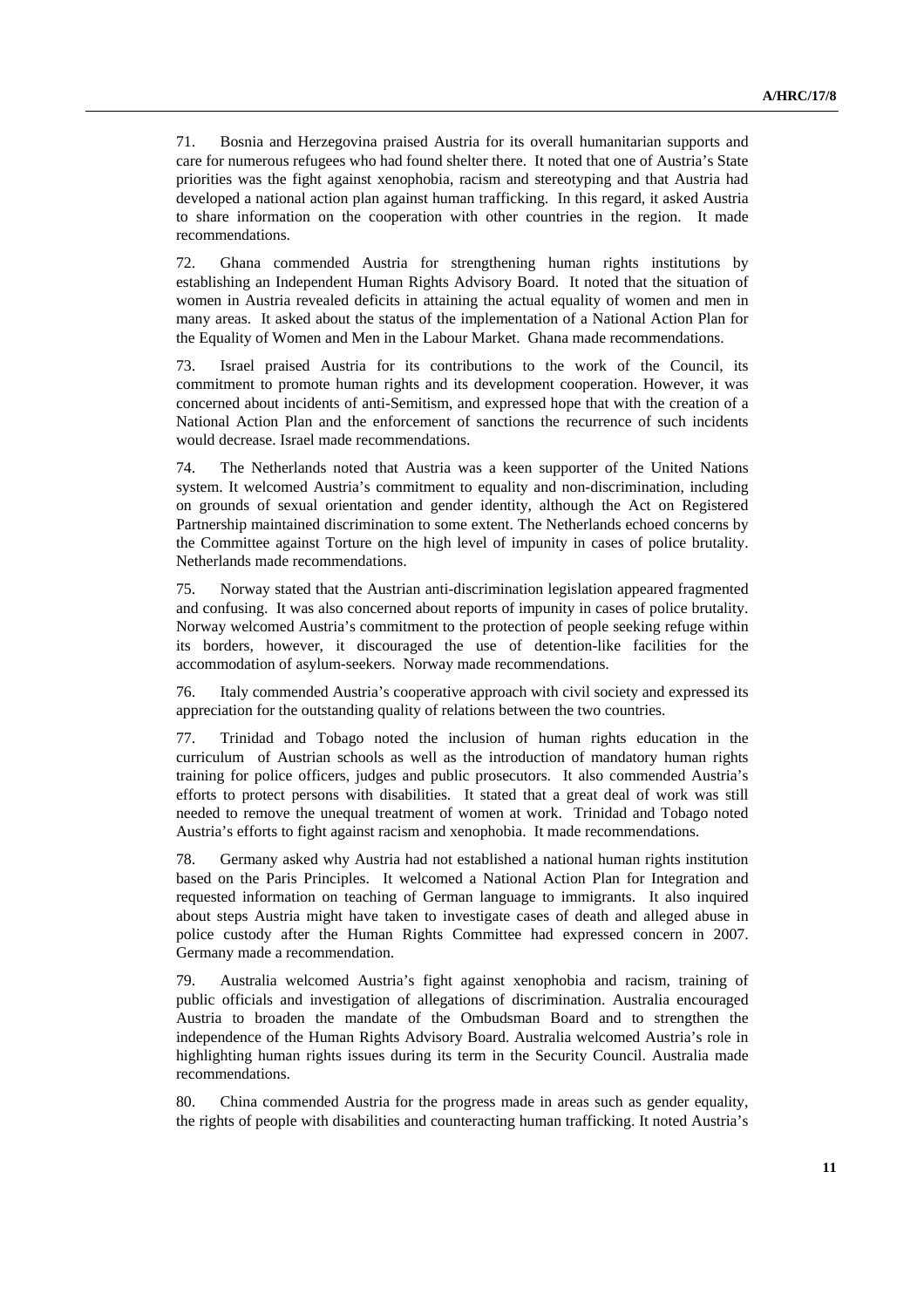71. Bosnia and Herzegovina praised Austria for its overall humanitarian supports and care for numerous refugees who had found shelter there. It noted that one of Austria's State priorities was the fight against xenophobia, racism and stereotyping and that Austria had developed a national action plan against human trafficking. In this regard, it asked Austria to share information on the cooperation with other countries in the region. It made recommendations.

72. Ghana commended Austria for strengthening human rights institutions by establishing an Independent Human Rights Advisory Board. It noted that the situation of women in Austria revealed deficits in attaining the actual equality of women and men in many areas. It asked about the status of the implementation of a National Action Plan for the Equality of Women and Men in the Labour Market. Ghana made recommendations.

73. Israel praised Austria for its contributions to the work of the Council, its commitment to promote human rights and its development cooperation. However, it was concerned about incidents of anti-Semitism, and expressed hope that with the creation of a National Action Plan and the enforcement of sanctions the recurrence of such incidents would decrease. Israel made recommendations.

74. The Netherlands noted that Austria was a keen supporter of the United Nations system. It welcomed Austria's commitment to equality and non-discrimination, including on grounds of sexual orientation and gender identity, although the Act on Registered Partnership maintained discrimination to some extent. The Netherlands echoed concerns by the Committee against Torture on the high level of impunity in cases of police brutality. Netherlands made recommendations.

75. Norway stated that the Austrian anti-discrimination legislation appeared fragmented and confusing. It was also concerned about reports of impunity in cases of police brutality. Norway welcomed Austria's commitment to the protection of people seeking refuge within its borders, however, it discouraged the use of detention-like facilities for the accommodation of asylum-seekers. Norway made recommendations.

76. Italy commended Austria's cooperative approach with civil society and expressed its appreciation for the outstanding quality of relations between the two countries.

77. Trinidad and Tobago noted the inclusion of human rights education in the curriculum of Austrian schools as well as the introduction of mandatory human rights training for police officers, judges and public prosecutors. It also commended Austria's efforts to protect persons with disabilities. It stated that a great deal of work was still needed to remove the unequal treatment of women at work. Trinidad and Tobago noted Austria's efforts to fight against racism and xenophobia. It made recommendations.

78. Germany asked why Austria had not established a national human rights institution based on the Paris Principles. It welcomed a National Action Plan for Integration and requested information on teaching of German language to immigrants. It also inquired about steps Austria might have taken to investigate cases of death and alleged abuse in police custody after the Human Rights Committee had expressed concern in 2007. Germany made a recommendation.

79. Australia welcomed Austria's fight against xenophobia and racism, training of public officials and investigation of allegations of discrimination. Australia encouraged Austria to broaden the mandate of the Ombudsman Board and to strengthen the independence of the Human Rights Advisory Board. Australia welcomed Austria's role in highlighting human rights issues during its term in the Security Council. Australia made recommendations.

80. China commended Austria for the progress made in areas such as gender equality, the rights of people with disabilities and counteracting human trafficking. It noted Austria's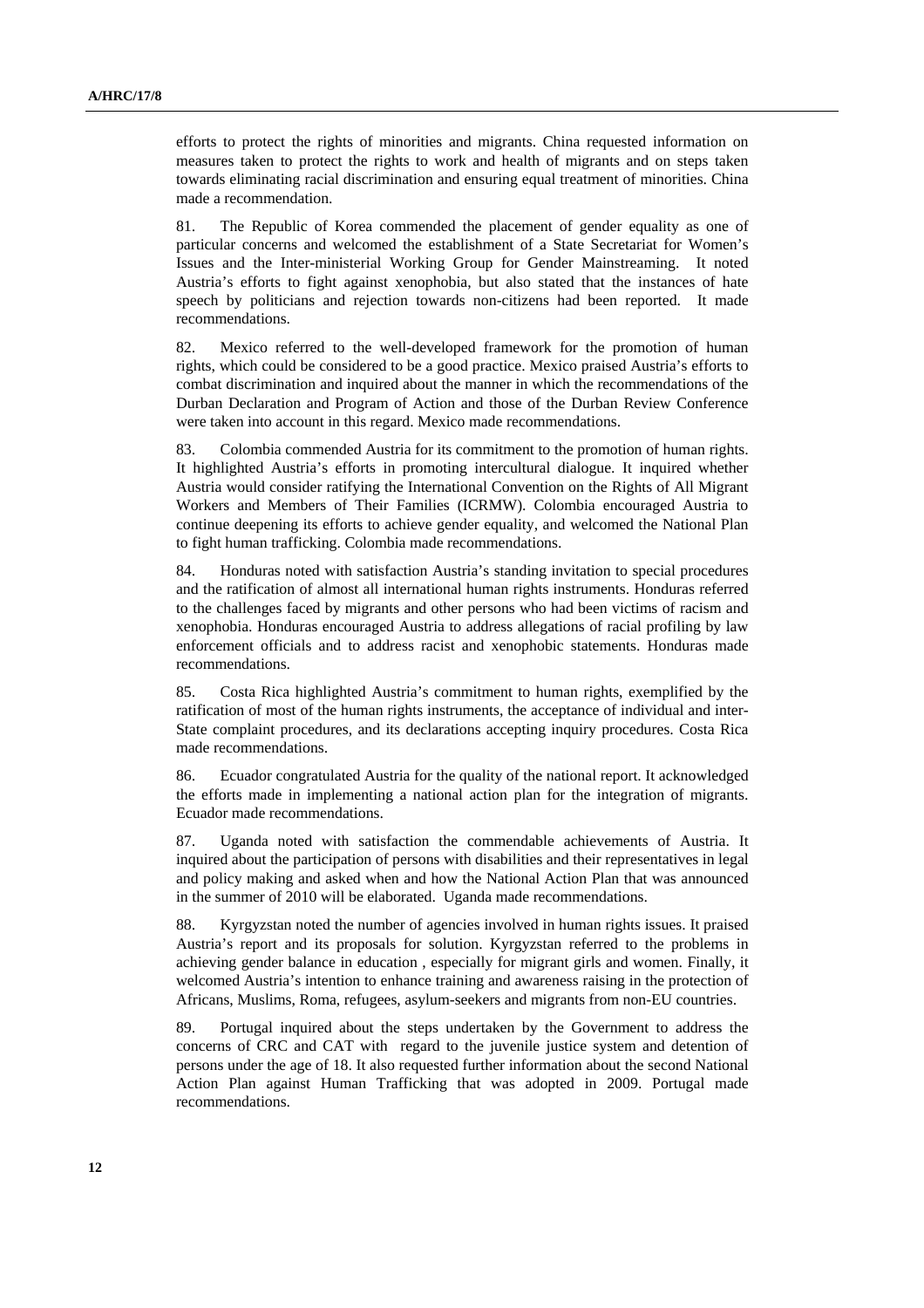efforts to protect the rights of minorities and migrants. China requested information on measures taken to protect the rights to work and health of migrants and on steps taken towards eliminating racial discrimination and ensuring equal treatment of minorities. China made a recommendation.

81. The Republic of Korea commended the placement of gender equality as one of particular concerns and welcomed the establishment of a State Secretariat for Women's Issues and the Inter-ministerial Working Group for Gender Mainstreaming. It noted Austria's efforts to fight against xenophobia, but also stated that the instances of hate speech by politicians and rejection towards non-citizens had been reported. It made recommendations.

82. Mexico referred to the well-developed framework for the promotion of human rights, which could be considered to be a good practice. Mexico praised Austria's efforts to combat discrimination and inquired about the manner in which the recommendations of the Durban Declaration and Program of Action and those of the Durban Review Conference were taken into account in this regard. Mexico made recommendations.

83. Colombia commended Austria for its commitment to the promotion of human rights. It highlighted Austria's efforts in promoting intercultural dialogue. It inquired whether Austria would consider ratifying the International Convention on the Rights of All Migrant Workers and Members of Their Families (ICRMW). Colombia encouraged Austria to continue deepening its efforts to achieve gender equality, and welcomed the National Plan to fight human trafficking. Colombia made recommendations.

84. Honduras noted with satisfaction Austria's standing invitation to special procedures and the ratification of almost all international human rights instruments. Honduras referred to the challenges faced by migrants and other persons who had been victims of racism and xenophobia. Honduras encouraged Austria to address allegations of racial profiling by law enforcement officials and to address racist and xenophobic statements. Honduras made recommendations.

85. Costa Rica highlighted Austria's commitment to human rights, exemplified by the ratification of most of the human rights instruments, the acceptance of individual and inter-State complaint procedures, and its declarations accepting inquiry procedures. Costa Rica made recommendations.

86. Ecuador congratulated Austria for the quality of the national report. It acknowledged the efforts made in implementing a national action plan for the integration of migrants. Ecuador made recommendations.

87. Uganda noted with satisfaction the commendable achievements of Austria. It inquired about the participation of persons with disabilities and their representatives in legal and policy making and asked when and how the National Action Plan that was announced in the summer of 2010 will be elaborated. Uganda made recommendations.

88. Kyrgyzstan noted the number of agencies involved in human rights issues. It praised Austria's report and its proposals for solution. Kyrgyzstan referred to the problems in achieving gender balance in education , especially for migrant girls and women. Finally, it welcomed Austria's intention to enhance training and awareness raising in the protection of Africans, Muslims, Roma, refugees, asylum-seekers and migrants from non-EU countries.

89. Portugal inquired about the steps undertaken by the Government to address the concerns of CRC and CAT with regard to the juvenile justice system and detention of persons under the age of 18. It also requested further information about the second National Action Plan against Human Trafficking that was adopted in 2009. Portugal made recommendations.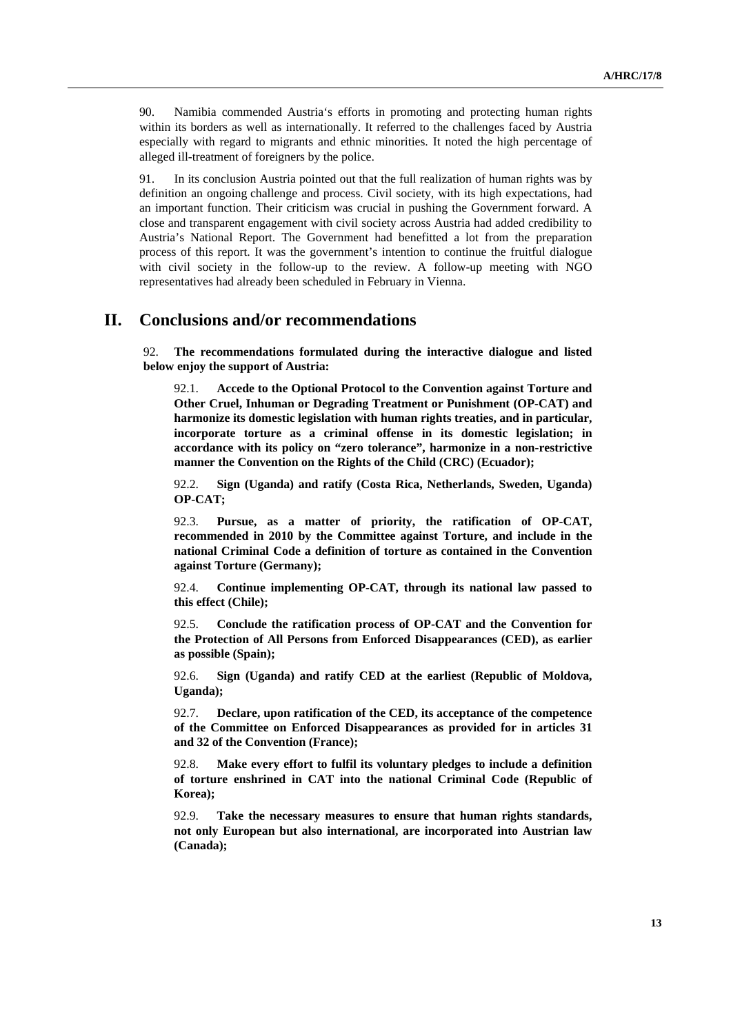90. Namibia commended Austria's efforts in promoting and protecting human rights within its borders as well as internationally. It referred to the challenges faced by Austria especially with regard to migrants and ethnic minorities. It noted the high percentage of alleged ill-treatment of foreigners by the police.

91. In its conclusion Austria pointed out that the full realization of human rights was by definition an ongoing challenge and process. Civil society, with its high expectations, had an important function. Their criticism was crucial in pushing the Government forward. A close and transparent engagement with civil society across Austria had added credibility to Austria's National Report. The Government had benefitted a lot from the preparation process of this report. It was the government's intention to continue the fruitful dialogue with civil society in the follow-up to the review. A follow-up meeting with NGO representatives had already been scheduled in February in Vienna.

## II. Conclusions and/or recommendations

92. **The recommendations formulated during the interactive dialogue and listed below enjoy the support of Austria:**

92.1. **Accede to the Optional Protocol to the Convention against Torture and Other Cruel, Inhuman or Degrading Treatment or Punishment (OP-CAT) and harmonize its domestic legislation with human rights treaties, and in particular, incorporate torture as a criminal offense in its domestic legislation; in accordance with its policy on "zero tolerance", harmonize in a non-restrictive manner the Convention on the Rights of the Child (CRC) (Ecuador);**

92.2. **Sign (Uganda) and ratify (Costa Rica, Netherlands, Sweden, Uganda) OP-CAT;**

92.3. **Pursue, as a matter of priority, the ratification of OP-CAT, recommended in 2010 by the Committee against Torture, and include in the national Criminal Code a definition of torture as contained in the Convention against Torture (Germany);**

92.4. **Continue implementing OP-CAT, through its national law passed to this effect (Chile);**

92.5. **Conclude the ratification process of OP-CAT and the Convention for the Protection of All Persons from Enforced Disappearances (CED), as earlier as possible (Spain);**

92.6. **Sign (Uganda) and ratify CED at the earliest (Republic of Moldova, Uganda);**

92.7. **Declare, upon ratification of the CED, its acceptance of the competence of the Committee on Enforced Disappearances as provided for in articles 31 and 32 of the Convention (France);**

92.8. **Make every effort to fulfil its voluntary pledges to include a definition of torture enshrined in CAT into the national Criminal Code (Republic of Korea);**

92.9. **Take the necessary measures to ensure that human rights standards, not only European but also international, are incorporated into Austrian law (Canada);**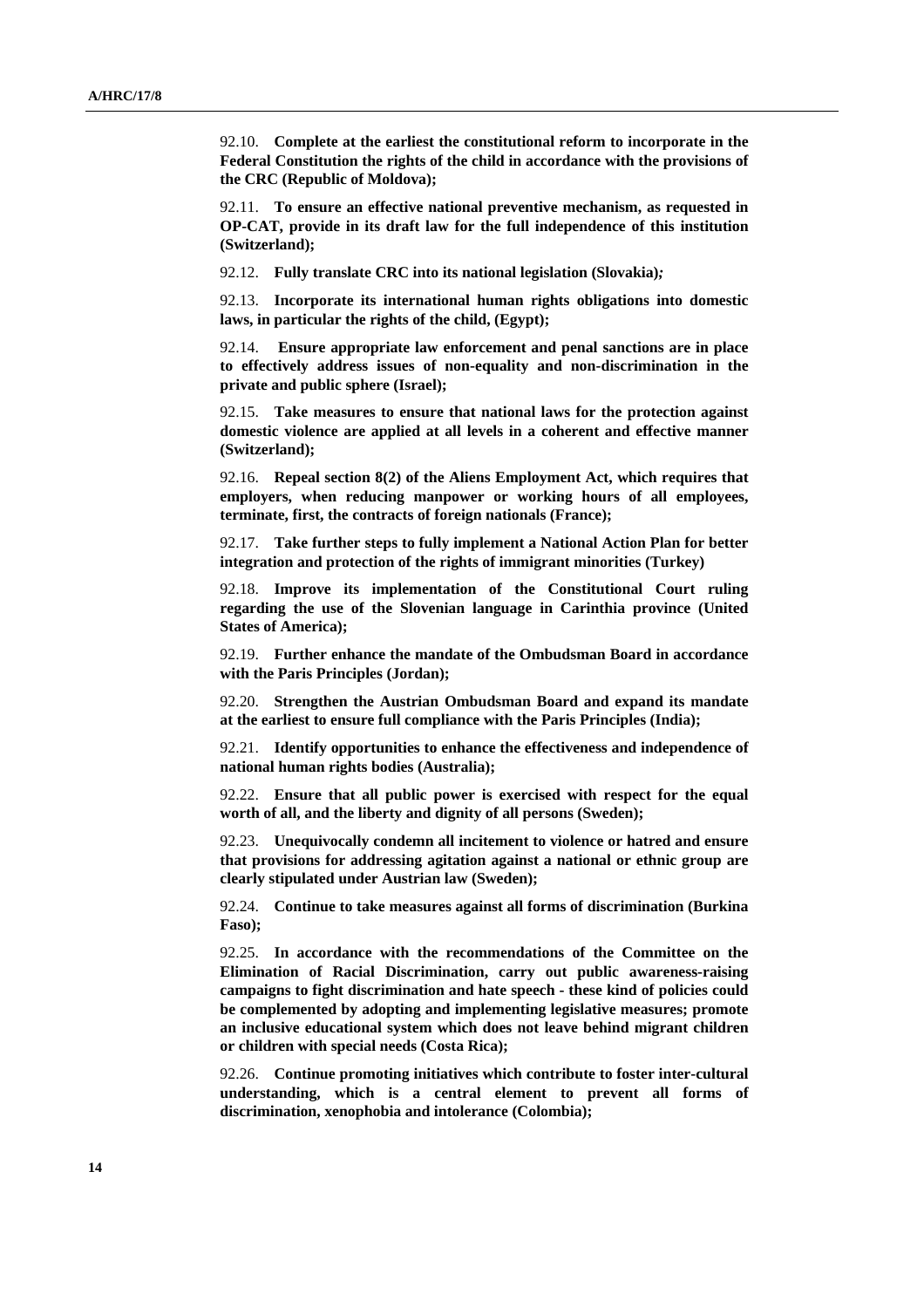92.10. **Complete at the earliest the constitutional reform to incorporate in the Federal Constitution the rights of the child in accordance with the provisions of the CRC (Republic of Moldova);**

92.11. **To ensure an effective national preventive mechanism, as requested in OP-CAT, provide in its draft law for the full independence of this institution (Switzerland);**

92.12. **Fully translate CRC into its national legislation (Slovakia)*;***

92.13. **Incorporate its international human rights obligations into domestic laws, in particular the rights of the child, (Egypt);**

92.14. **Ensure appropriate law enforcement and penal sanctions are in place to effectively address issues of non-equality and non-discrimination in the private and public sphere (Israel);**

92.15. **Take measures to ensure that national laws for the protection against domestic violence are applied at all levels in a coherent and effective manner (Switzerland);**

92.16. **Repeal section 8(2) of the Aliens Employment Act, which requires that employers, when reducing manpower or working hours of all employees, terminate, first, the contracts of foreign nationals (France);**

92.17. **Take further steps to fully implement a National Action Plan for better integration and protection of the rights of immigrant minorities (Turkey)**

92.18. **Improve its implementation of the Constitutional Court ruling regarding the use of the Slovenian language in Carinthia province (United States of America);**

92.19. **Further enhance the mandate of the Ombudsman Board in accordance with the Paris Principles (Jordan);**

92.20. **Strengthen the Austrian Ombudsman Board and expand its mandate at the earliest to ensure full compliance with the Paris Principles (India);**

92.21. **Identify opportunities to enhance the effectiveness and independence of national human rights bodies (Australia);**

92.22. **Ensure that all public power is exercised with respect for the equal worth of all, and the liberty and dignity of all persons (Sweden);**

92.23. **Unequivocally condemn all incitement to violence or hatred and ensure that provisions for addressing agitation against a national or ethnic group are clearly stipulated under Austrian law (Sweden);**

92.24. **Continue to take measures against all forms of discrimination (Burkina Faso);**

92.25. **In accordance with the recommendations of the Committee on the Elimination of Racial Discrimination, carry out public awareness-raising campaigns to fight discrimination and hate speech - these kind of policies could be complemented by adopting and implementing legislative measures; promote an inclusive educational system which does not leave behind migrant children or children with special needs (Costa Rica);**

92.26. **Continue promoting initiatives which contribute to foster inter-cultural understanding, which is a central element to prevent all forms of discrimination, xenophobia and intolerance (Colombia);**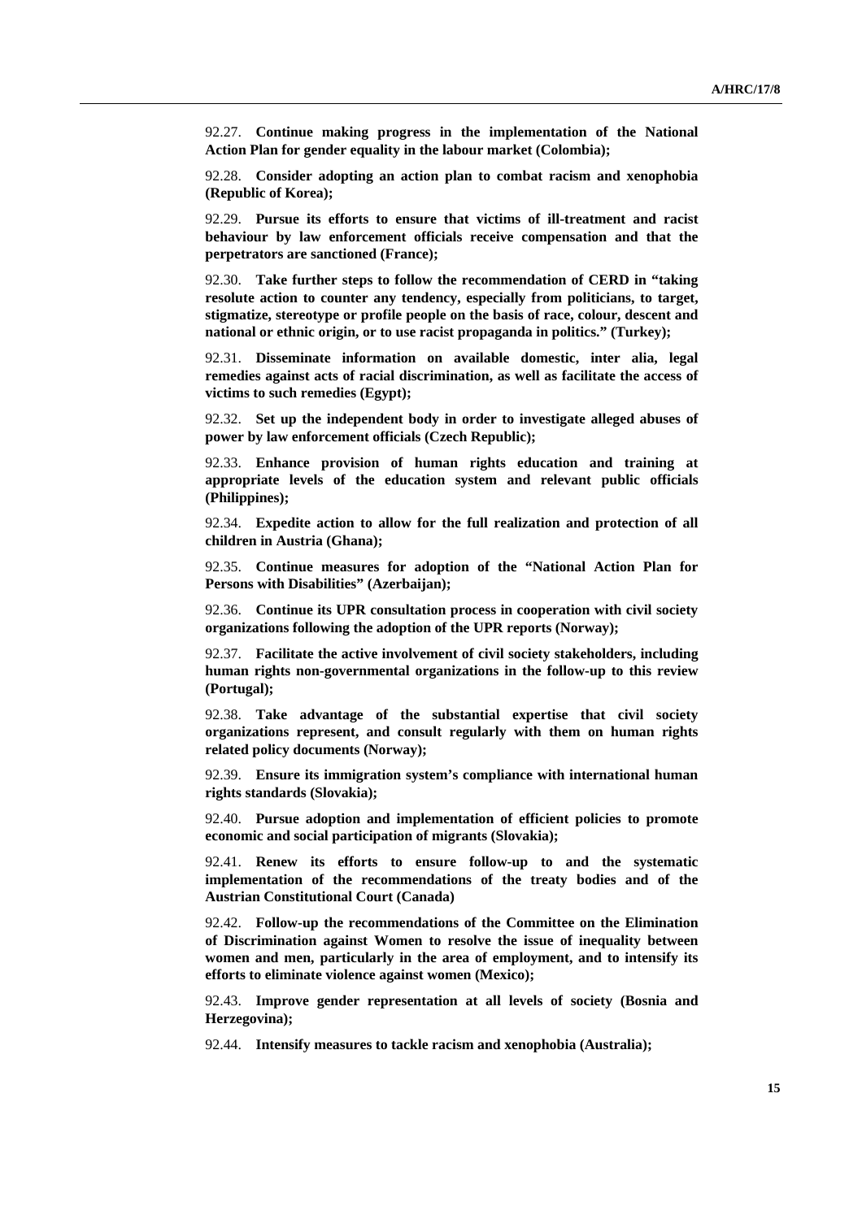92.27. **Continue making progress in the implementation of the National Action Plan for gender equality in the labour market (Colombia);**

92.28. **Consider adopting an action plan to combat racism and xenophobia (Republic of Korea);**

92.29. **Pursue its efforts to ensure that victims of ill-treatment and racist behaviour by law enforcement officials receive compensation and that the perpetrators are sanctioned (France);**

92.30. **Take further steps to follow the recommendation of CERD in "taking resolute action to counter any tendency, especially from politicians, to target, stigmatize, stereotype or profile people on the basis of race, colour, descent and national or ethnic origin, or to use racist propaganda in politics." (Turkey);**

92.31. **Disseminate information on available domestic, inter alia, legal remedies against acts of racial discrimination, as well as facilitate the access of victims to such remedies (Egypt);**

92.32. **Set up the independent body in order to investigate alleged abuses of power by law enforcement officials (Czech Republic);**

92.33. **Enhance provision of human rights education and training at appropriate levels of the education system and relevant public officials (Philippines);**

92.34. **Expedite action to allow for the full realization and protection of all children in Austria (Ghana);**

92.35. **Continue measures for adoption of the "National Action Plan for Persons with Disabilities" (Azerbaijan);**

92.36. **Continue its UPR consultation process in cooperation with civil society organizations following the adoption of the UPR reports (Norway);**

92.37. **Facilitate the active involvement of civil society stakeholders, including human rights non-governmental organizations in the follow-up to this review (Portugal);**

92.38. **Take advantage of the substantial expertise that civil society organizations represent, and consult regularly with them on human rights related policy documents (Norway);**

92.39. **Ensure its immigration system's compliance with international human rights standards (Slovakia);**

92.40. **Pursue adoption and implementation of efficient policies to promote economic and social participation of migrants (Slovakia);**

92.41. **Renew its efforts to ensure follow-up to and the systematic implementation of the recommendations of the treaty bodies and of the Austrian Constitutional Court (Canada)**

92.42. **Follow-up the recommendations of the Committee on the Elimination of Discrimination against Women to resolve the issue of inequality between women and men, particularly in the area of employment, and to intensify its efforts to eliminate violence against women (Mexico);**

92.43. **Improve gender representation at all levels of society (Bosnia and Herzegovina);**

92.44. **Intensify measures to tackle racism and xenophobia (Australia);**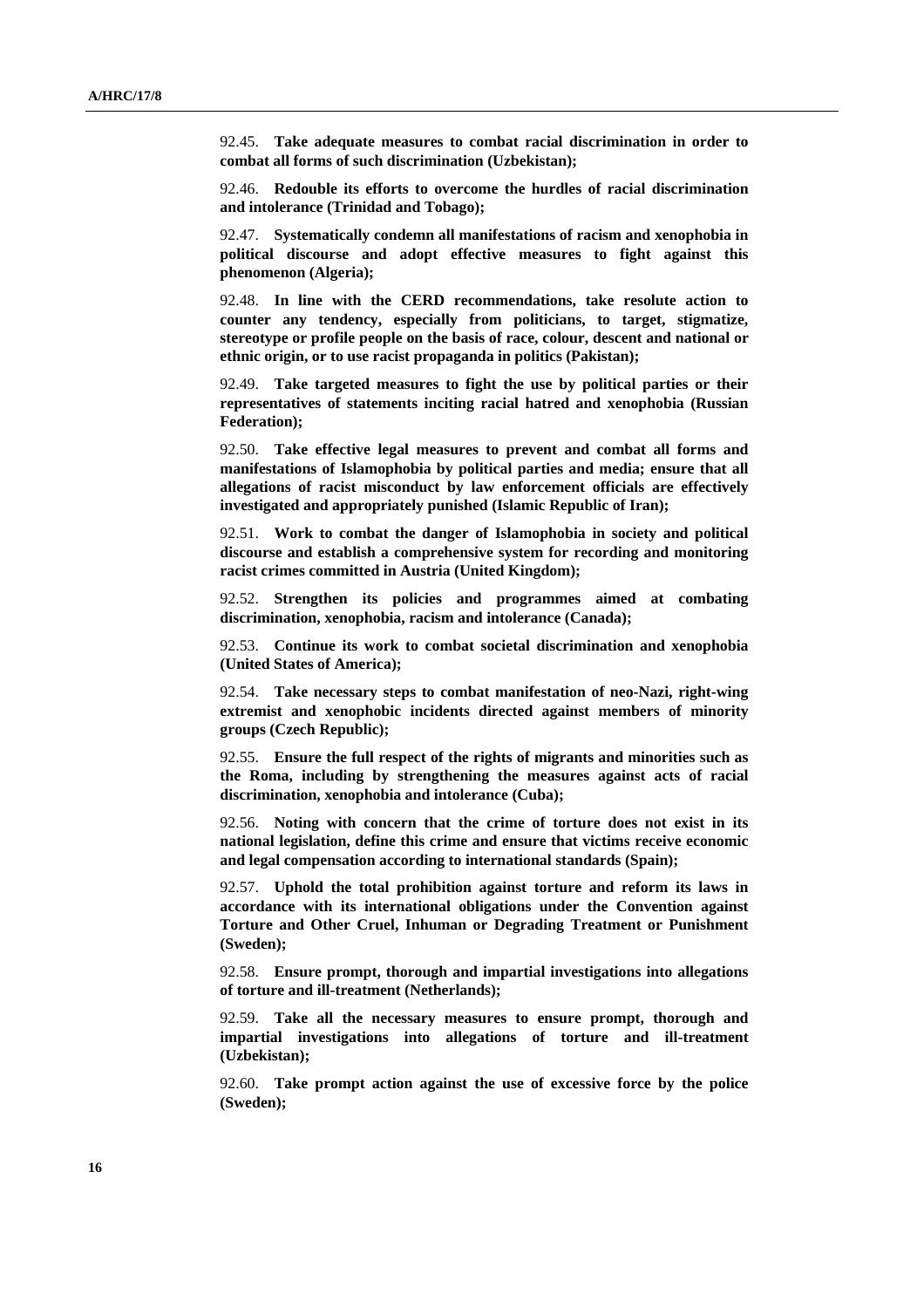92.45. **Take adequate measures to combat racial discrimination in order to combat all forms of such discrimination (Uzbekistan);**

92.46. **Redouble its efforts to overcome the hurdles of racial discrimination and intolerance (Trinidad and Tobago);**

92.47. **Systematically condemn all manifestations of racism and xenophobia in political discourse and adopt effective measures to fight against this phenomenon (Algeria);**

92.48. **In line with the CERD recommendations, take resolute action to counter any tendency, especially from politicians, to target, stigmatize, stereotype or profile people on the basis of race, colour, descent and national or ethnic origin, or to use racist propaganda in politics (Pakistan);**

92.49. **Take targeted measures to fight the use by political parties or their representatives of statements inciting racial hatred and xenophobia (Russian Federation);**

92.50. **Take effective legal measures to prevent and combat all forms and manifestations of Islamophobia by political parties and media; ensure that all allegations of racist misconduct by law enforcement officials are effectively investigated and appropriately punished (Islamic Republic of Iran);**

92.51. **Work to combat the danger of Islamophobia in society and political discourse and establish a comprehensive system for recording and monitoring racist crimes committed in Austria (United Kingdom);**

92.52. **Strengthen its policies and programmes aimed at combating discrimination, xenophobia, racism and intolerance (Canada);**

92.53. **Continue its work to combat societal discrimination and xenophobia (United States of America);**

92.54. **Take necessary steps to combat manifestation of neo-Nazi, right-wing extremist and xenophobic incidents directed against members of minority groups (Czech Republic);**

92.55. **Ensure the full respect of the rights of migrants and minorities such as the Roma, including by strengthening the measures against acts of racial discrimination, xenophobia and intolerance (Cuba);**

92.56. **Noting with concern that the crime of torture does not exist in its national legislation, define this crime and ensure that victims receive economic and legal compensation according to international standards (Spain);**

92.57. **Uphold the total prohibition against torture and reform its laws in accordance with its international obligations under the Convention against Torture and Other Cruel, Inhuman or Degrading Treatment or Punishment (Sweden);**

92.58. **Ensure prompt, thorough and impartial investigations into allegations of torture and ill-treatment (Netherlands);**

92.59. **Take all the necessary measures to ensure prompt, thorough and impartial investigations into allegations of torture and ill-treatment (Uzbekistan);**

92.60. **Take prompt action against the use of excessive force by the police (Sweden);**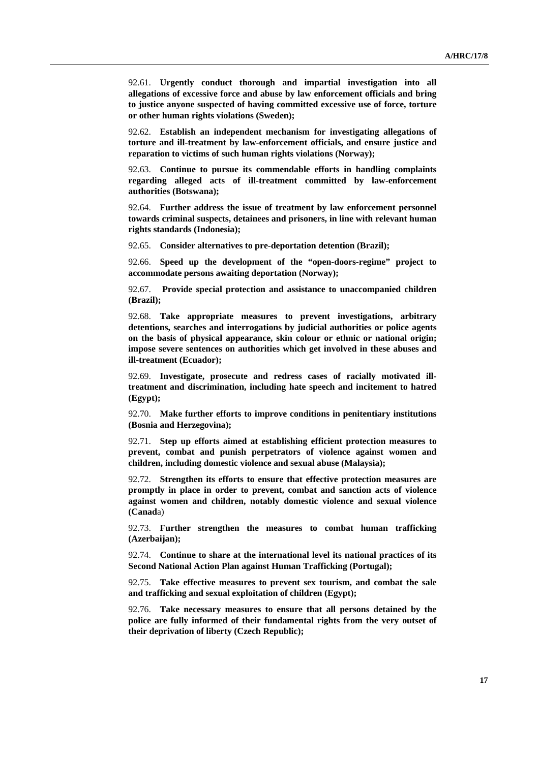92.61. **Urgently conduct thorough and impartial investigation into all allegations of excessive force and abuse by law enforcement officials and bring to justice anyone suspected of having committed excessive use of force, torture or other human rights violations (Sweden);**

92.62. **Establish an independent mechanism for investigating allegations of torture and ill-treatment by law-enforcement officials, and ensure justice and reparation to victims of such human rights violations (Norway);**

92.63. **Continue to pursue its commendable efforts in handling complaints regarding alleged acts of ill-treatment committed by law-enforcement authorities (Botswana);**

92.64. **Further address the issue of treatment by law enforcement personnel towards criminal suspects, detainees and prisoners, in line with relevant human rights standards (Indonesia);**

92.65. **Consider alternatives to pre-deportation detention (Brazil);**

92.66. **Speed up the development of the "open-doors-regime" project to accommodate persons awaiting deportation (Norway);**

92.67. **Provide special protection and assistance to unaccompanied children (Brazil);**

92.68. **Take appropriate measures to prevent investigations, arbitrary detentions, searches and interrogations by judicial authorities or police agents on the basis of physical appearance, skin colour or ethnic or national origin; impose severe sentences on authorities which get involved in these abuses and ill-treatment (Ecuador);**

92.69. **Investigate, prosecute and redress cases of racially motivated ill-treatment and discrimination, including hate speech and incitement to hatred (Egypt);**

92.70. **Make further efforts to improve conditions in penitentiary institutions (Bosnia and Herzegovina);**

92.71. **Step up efforts aimed at establishing efficient protection measures to prevent, combat and punish perpetrators of violence against women and children, including domestic violence and sexual abuse (Malaysia);**

92.72. **Strengthen its efforts to ensure that effective protection measures are promptly in place in order to prevent, combat and sanction acts of violence against women and children, notably domestic violence and sexual violence (Canad**a)

92.73. **Further strengthen the measures to combat human trafficking (Azerbaijan);**

92.74. **Continue to share at the international level its national practices of its Second National Action Plan against Human Trafficking (Portugal);**

92.75. **Take effective measures to prevent sex tourism, and combat the sale and trafficking and sexual exploitation of children (Egypt);**

92.76. **Take necessary measures to ensure that all persons detained by the police are fully informed of their fundamental rights from the very outset of their deprivation of liberty (Czech Republic);**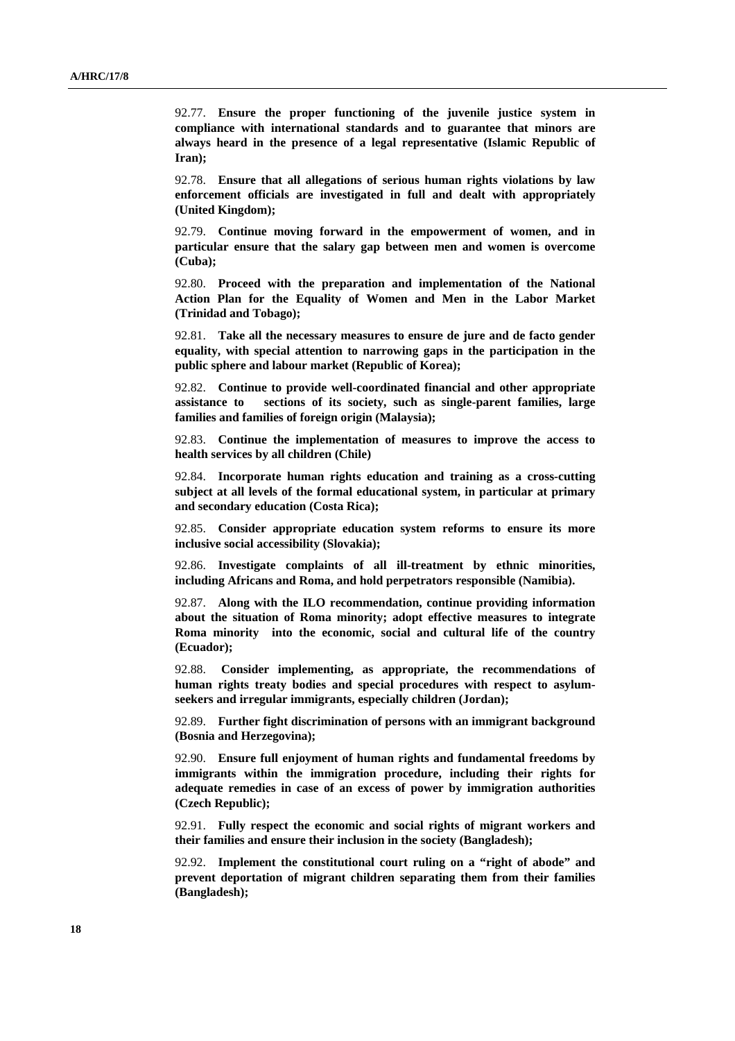92.77. **Ensure the proper functioning of the juvenile justice system in compliance with international standards and to guarantee that minors are always heard in the presence of a legal representative (Islamic Republic of Iran);**

92.78. **Ensure that all allegations of serious human rights violations by law enforcement officials are investigated in full and dealt with appropriately (United Kingdom);**

92.79. **Continue moving forward in the empowerment of women, and in particular ensure that the salary gap between men and women is overcome (Cuba);**

92.80. **Proceed with the preparation and implementation of the National Action Plan for the Equality of Women and Men in the Labor Market (Trinidad and Tobago);**

92.81. **Take all the necessary measures to ensure de jure and de facto gender equality, with special attention to narrowing gaps in the participation in the public sphere and labour market (Republic of Korea);**

92.82. **Continue to provide well-coordinated financial and other appropriate assistance to sections of its society, such as single-parent families, large families and families of foreign origin (Malaysia);**

92.83. **Continue the implementation of measures to improve the access to health services by all children (Chile)**

92.84. **Incorporate human rights education and training as a cross-cutting subject at all levels of the formal educational system, in particular at primary and secondary education (Costa Rica);**

92.85. **Consider appropriate education system reforms to ensure its more inclusive social accessibility (Slovakia);**

92.86. **Investigate complaints of all ill-treatment by ethnic minorities, including Africans and Roma, and hold perpetrators responsible (Namibia).**

92.87. **Along with the ILO recommendation, continue providing information about the situation of Roma minority; adopt effective measures to integrate Roma minority into the economic, social and cultural life of the country (Ecuador);**

92.88. **Consider implementing, as appropriate, the recommendations of human rights treaty bodies and special procedures with respect to asylum-seekers and irregular immigrants, especially children (Jordan);**

92.89. **Further fight discrimination of persons with an immigrant background (Bosnia and Herzegovina);**

92.90. **Ensure full enjoyment of human rights and fundamental freedoms by immigrants within the immigration procedure, including their rights for adequate remedies in case of an excess of power by immigration authorities (Czech Republic);**

92.91. **Fully respect the economic and social rights of migrant workers and their families and ensure their inclusion in the society (Bangladesh);**

92.92. **Implement the constitutional court ruling on a "right of abode" and prevent deportation of migrant children separating them from their families (Bangladesh);**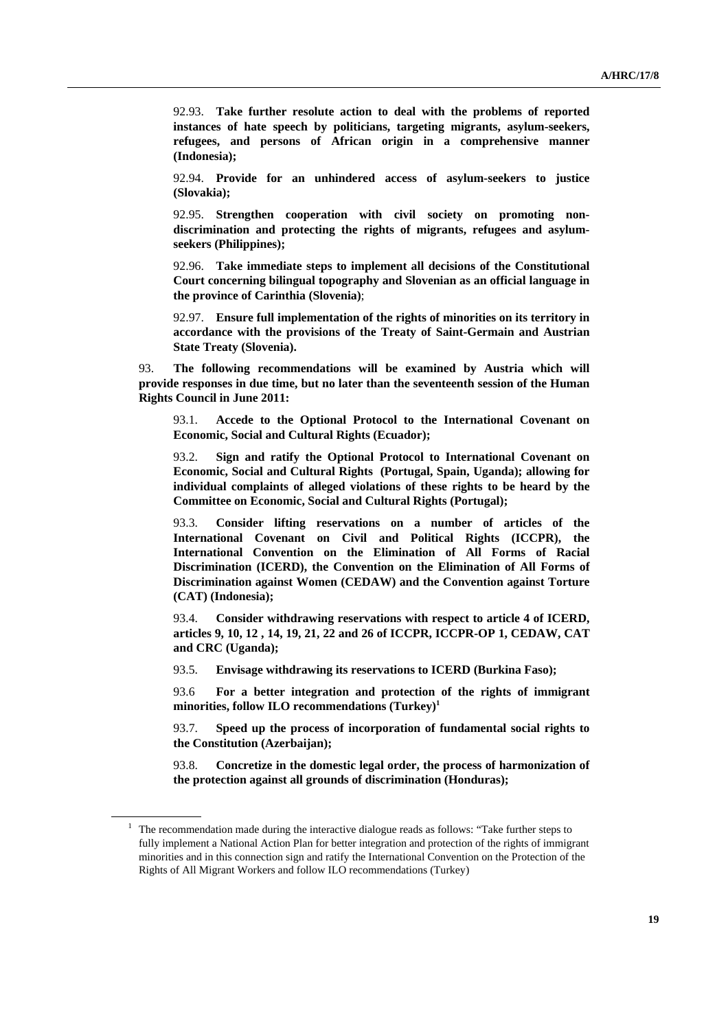92.93. **Take further resolute action to deal with the problems of reported instances of hate speech by politicians, targeting migrants, asylum-seekers, refugees, and persons of African origin in a comprehensive manner (Indonesia);**

92.94. **Provide for an unhindered access of asylum-seekers to justice (Slovakia);**

92.95. **Strengthen cooperation with civil society on promoting non-discrimination and protecting the rights of migrants, refugees and asylum-seekers (Philippines);**

92.96. **Take immediate steps to implement all decisions of the Constitutional Court concerning bilingual topography and Slovenian as an official language in the province of Carinthia (Slovenia)**;

92.97. **Ensure full implementation of the rights of minorities on its territory in accordance with the provisions of the Treaty of Saint-Germain and Austrian State Treaty (Slovenia).**

93. **The following recommendations will be examined by Austria which will provide responses in due time, but no later than the seventeenth session of the Human Rights Council in June 2011:**

93.1. **Accede to the Optional Protocol to the International Covenant on Economic, Social and Cultural Rights (Ecuador);**

93.2. **Sign and ratify the Optional Protocol to International Covenant on Economic, Social and Cultural Rights (Portugal, Spain, Uganda); allowing for individual complaints of alleged violations of these rights to be heard by the Committee on Economic, Social and Cultural Rights (Portugal);**

93.3. **Consider lifting reservations on a number of articles of the International Covenant on Civil and Political Rights (ICCPR), the International Convention on the Elimination of All Forms of Racial Discrimination (ICERD), the Convention on the Elimination of All Forms of Discrimination against Women (CEDAW) and the Convention against Torture (CAT) (Indonesia);**

93.4. **Consider withdrawing reservations with respect to article 4 of ICERD, articles 9, 10, 12 , 14, 19, 21, 22 and 26 of ICCPR, ICCPR-OP 1, CEDAW, CAT and CRC (Uganda);**

93.5. **Envisage withdrawing its reservations to ICERD (Burkina Faso);**

93.6 **For a better integration and protection of the rights of immigrant minorities, follow ILO recommendations (Turkey)**[1]

93.7. **Speed up the process of incorporation of fundamental social rights to the Constitution (Azerbaijan);**

93.8. **Concretize in the domestic legal order, the process of harmonization of the protection against all grounds of discrimination (Honduras);**

---

[1] The recommendation made during the interactive dialogue reads as follows: "Take further steps to fully implement a National Action Plan for better integration and protection of the rights of immigrant minorities and in this connection sign and ratify the International Convention on the Protection of the Rights of All Migrant Workers and follow ILO recommendations (Turkey)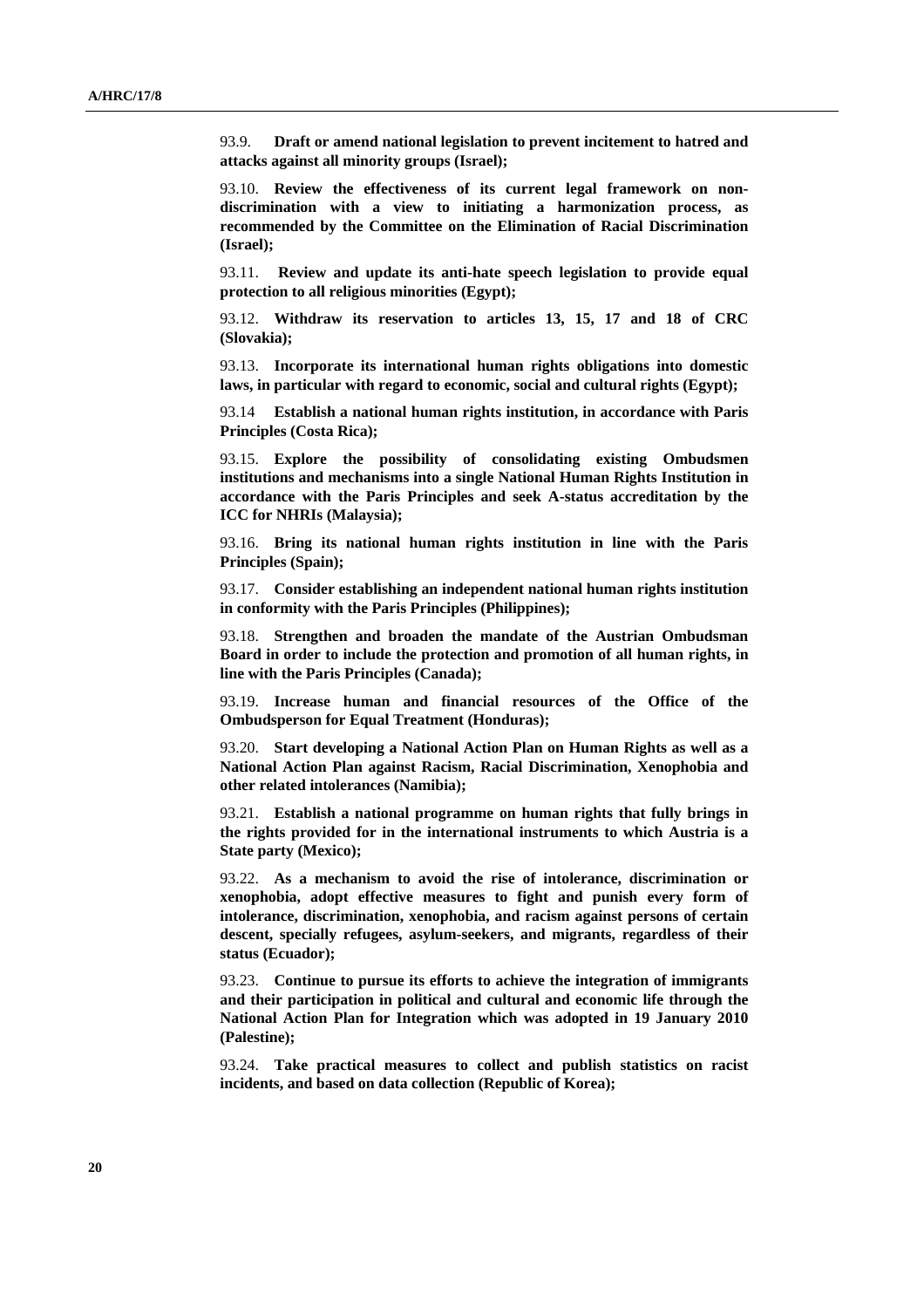93.9. **Draft or amend national legislation to prevent incitement to hatred and attacks against all minority groups (Israel);**

93.10. **Review the effectiveness of its current legal framework on non-discrimination with a view to initiating a harmonization process, as recommended by the Committee on the Elimination of Racial Discrimination (Israel);**

93.11. **Review and update its anti-hate speech legislation to provide equal protection to all religious minorities (Egypt);**

93.12. **Withdraw its reservation to articles 13, 15, 17 and 18 of CRC (Slovakia);**

93.13. **Incorporate its international human rights obligations into domestic laws, in particular with regard to economic, social and cultural rights (Egypt);**

93.14 **Establish a national human rights institution, in accordance with Paris Principles (Costa Rica);**

93.15. **Explore the possibility of consolidating existing Ombudsmen institutions and mechanisms into a single National Human Rights Institution in accordance with the Paris Principles and seek A-status accreditation by the ICC for NHRIs (Malaysia);**

93.16. **Bring its national human rights institution in line with the Paris Principles (Spain);**

93.17. **Consider establishing an independent national human rights institution in conformity with the Paris Principles (Philippines);**

93.18. **Strengthen and broaden the mandate of the Austrian Ombudsman Board in order to include the protection and promotion of all human rights, in line with the Paris Principles (Canada);**

93.19. **Increase human and financial resources of the Office of the Ombudsperson for Equal Treatment (Honduras);**

93.20. **Start developing a National Action Plan on Human Rights as well as a National Action Plan against Racism, Racial Discrimination, Xenophobia and other related intolerances (Namibia);**

93.21. **Establish a national programme on human rights that fully brings in the rights provided for in the international instruments to which Austria is a State party (Mexico);**

93.22. **As a mechanism to avoid the rise of intolerance, discrimination or xenophobia, adopt effective measures to fight and punish every form of intolerance, discrimination, xenophobia, and racism against persons of certain descent, specially refugees, asylum-seekers, and migrants, regardless of their status (Ecuador);**

93.23. **Continue to pursue its efforts to achieve the integration of immigrants and their participation in political and cultural and economic life through the National Action Plan for Integration which was adopted in 19 January 2010 (Palestine);**

93.24. **Take practical measures to collect and publish statistics on racist incidents, and based on data collection (Republic of Korea);**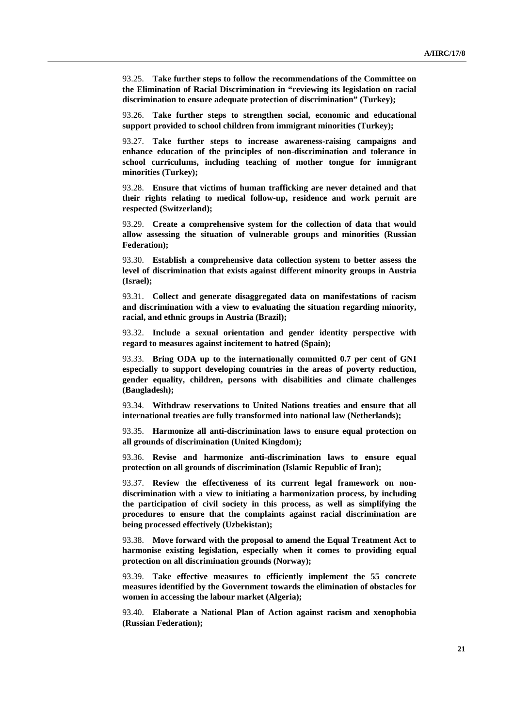93.25. **Take further steps to follow the recommendations of the Committee on the Elimination of Racial Discrimination in "reviewing its legislation on racial discrimination to ensure adequate protection of discrimination" (Turkey);**

93.26. **Take further steps to strengthen social, economic and educational support provided to school children from immigrant minorities (Turkey);**

93.27. **Take further steps to increase awareness-raising campaigns and enhance education of the principles of non-discrimination and tolerance in school curriculums, including teaching of mother tongue for immigrant minorities (Turkey);**

93.28. **Ensure that victims of human trafficking are never detained and that their rights relating to medical follow-up, residence and work permit are respected (Switzerland);**

93.29. **Create a comprehensive system for the collection of data that would allow assessing the situation of vulnerable groups and minorities (Russian Federation);**

93.30. **Establish a comprehensive data collection system to better assess the level of discrimination that exists against different minority groups in Austria (Israel);**

93.31. **Collect and generate disaggregated data on manifestations of racism and discrimination with a view to evaluating the situation regarding minority, racial, and ethnic groups in Austria (Brazil);**

93.32. **Include a sexual orientation and gender identity perspective with regard to measures against incitement to hatred (Spain);**

93.33. **Bring ODA up to the internationally committed 0.7 per cent of GNI especially to support developing countries in the areas of poverty reduction, gender equality, children, persons with disabilities and climate challenges (Bangladesh);**

93.34. **Withdraw reservations to United Nations treaties and ensure that all international treaties are fully transformed into national law (Netherlands);**

93.35. **Harmonize all anti-discrimination laws to ensure equal protection on all grounds of discrimination (United Kingdom);**

93.36. **Revise and harmonize anti-discrimination laws to ensure equal protection on all grounds of discrimination (Islamic Republic of Iran);**

93.37. **Review the effectiveness of its current legal framework on non-discrimination with a view to initiating a harmonization process, by including the participation of civil society in this process, as well as simplifying the procedures to ensure that the complaints against racial discrimination are being processed effectively (Uzbekistan);**

93.38. **Move forward with the proposal to amend the Equal Treatment Act to harmonise existing legislation, especially when it comes to providing equal protection on all discrimination grounds (Norway);**

93.39. **Take effective measures to efficiently implement the 55 concrete measures identified by the Government towards the elimination of obstacles for women in accessing the labour market (Algeria);**

93.40. **Elaborate a National Plan of Action against racism and xenophobia (Russian Federation);**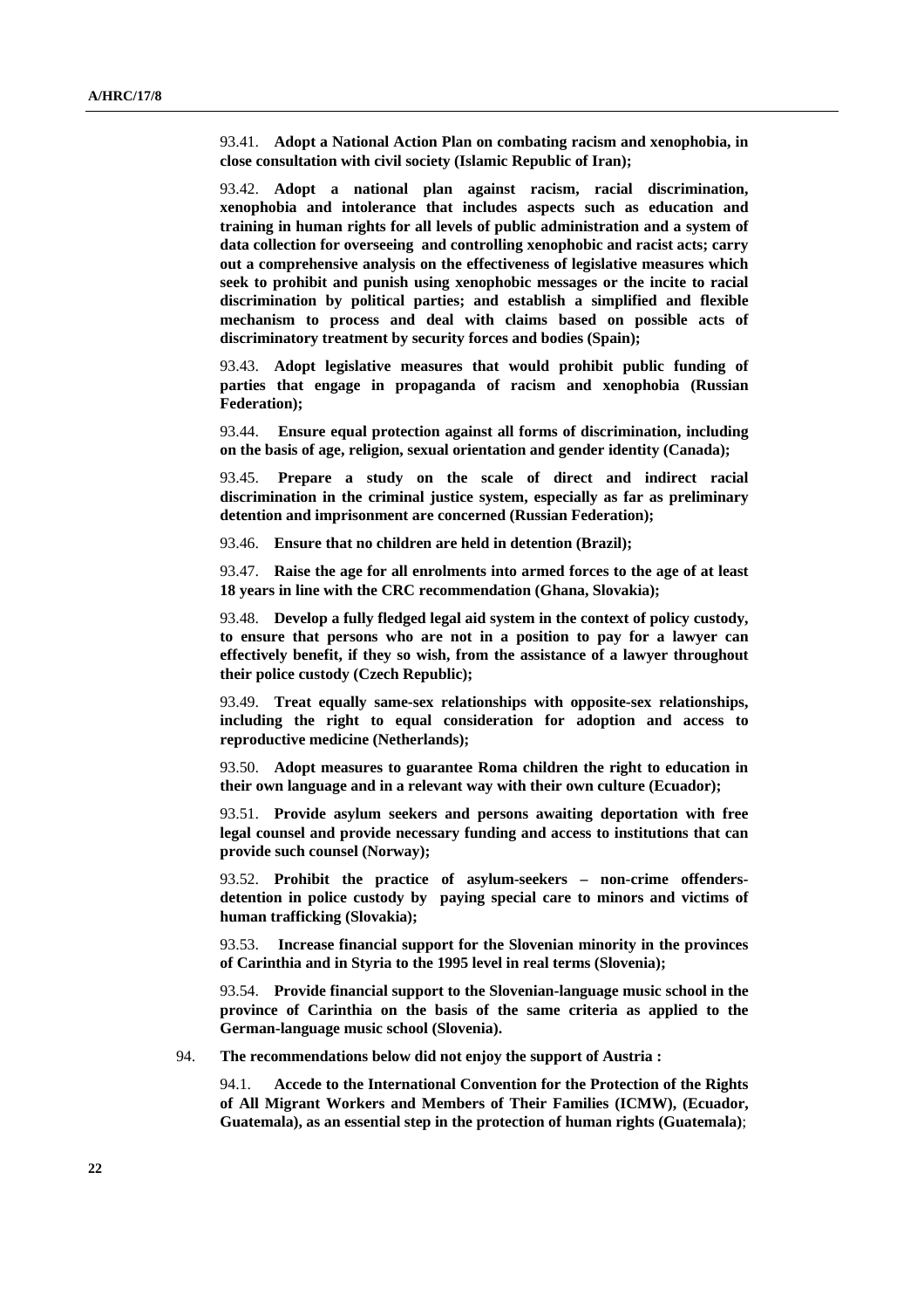93.41. **Adopt a National Action Plan on combating racism and xenophobia, in close consultation with civil society (Islamic Republic of Iran);**

93.42. **Adopt a national plan against racism, racial discrimination, xenophobia and intolerance that includes aspects such as education and training in human rights for all levels of public administration and a system of data collection for overseeing and controlling xenophobic and racist acts; carry out a comprehensive analysis on the effectiveness of legislative measures which seek to prohibit and punish using xenophobic messages or the incite to racial discrimination by political parties; and establish a simplified and flexible mechanism to process and deal with claims based on possible acts of discriminatory treatment by security forces and bodies (Spain);**

93.43. **Adopt legislative measures that would prohibit public funding of parties that engage in propaganda of racism and xenophobia (Russian Federation);**

93.44. **Ensure equal protection against all forms of discrimination, including on the basis of age, religion, sexual orientation and gender identity (Canada);**

93.45. **Prepare a study on the scale of direct and indirect racial discrimination in the criminal justice system, especially as far as preliminary detention and imprisonment are concerned (Russian Federation);**

93.46. **Ensure that no children are held in detention (Brazil);**

93.47. **Raise the age for all enrolments into armed forces to the age of at least 18 years in line with the CRC recommendation (Ghana, Slovakia);**

93.48. **Develop a fully fledged legal aid system in the context of policy custody, to ensure that persons who are not in a position to pay for a lawyer can effectively benefit, if they so wish, from the assistance of a lawyer throughout their police custody (Czech Republic);**

93.49. **Treat equally same-sex relationships with opposite-sex relationships, including the right to equal consideration for adoption and access to reproductive medicine (Netherlands);**

93.50. **Adopt measures to guarantee Roma children the right to education in their own language and in a relevant way with their own culture (Ecuador);**

93.51. **Provide asylum seekers and persons awaiting deportation with free legal counsel and provide necessary funding and access to institutions that can provide such counsel (Norway);**

93.52. **Prohibit the practice of asylum-seekers – non-crime offenders-detention in police custody by paying special care to minors and victims of human trafficking (Slovakia);**

93.53. **Increase financial support for the Slovenian minority in the provinces of Carinthia and in Styria to the 1995 level in real terms (Slovenia);**

93.54. **Provide financial support to the Slovenian-language music school in the province of Carinthia on the basis of the same criteria as applied to the German-language music school (Slovenia).**

94. **The recommendations below did not enjoy the support of Austria :**

94.1. **Accede to the International Convention for the Protection of the Rights of All Migrant Workers and Members of Their Families (ICMW), (Ecuador, Guatemala), as an essential step in the protection of human rights (Guatemala)**;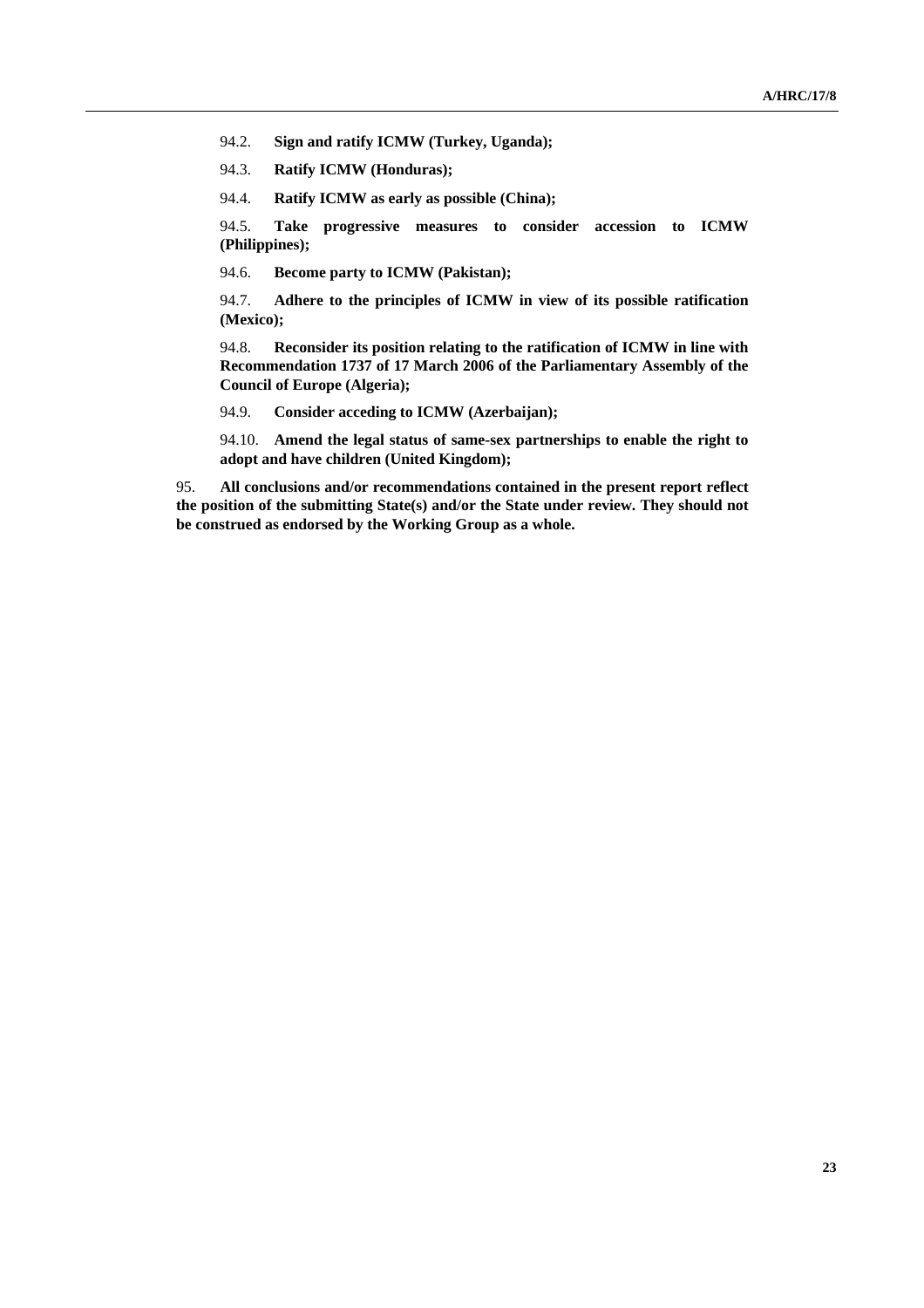94.2. **Sign and ratify ICMW (Turkey, Uganda);**

94.3. **Ratify ICMW (Honduras);**

94.4. **Ratify ICMW as early as possible (China);**

94.5. **Take progressive measures to consider accession to ICMW (Philippines);**

94.6. **Become party to ICMW (Pakistan);**

94.7. **Adhere to the principles of ICMW in view of its possible ratification (Mexico);**

94.8. **Reconsider its position relating to the ratification of ICMW in line with Recommendation 1737 of 17 March 2006 of the Parliamentary Assembly of the Council of Europe (Algeria);**

94.9. **Consider acceding to ICMW (Azerbaijan);**

94.10. **Amend the legal status of same-sex partnerships to enable the right to adopt and have children (United Kingdom);**

95. **All conclusions and/or recommendations contained in the present report reflect the position of the submitting State(s) and/or the State under review. They should not be construed as endorsed by the Working Group as a whole.**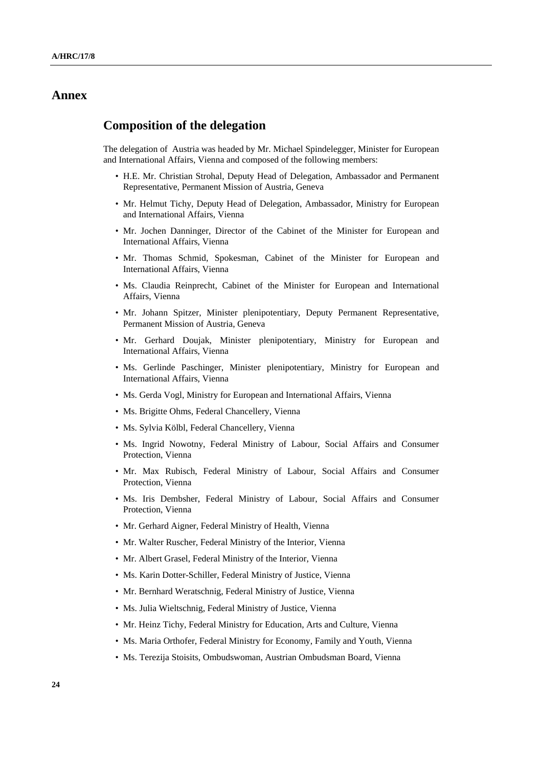# Annex

## Composition of the delegation

The delegation of Austria was headed by Mr. Michael Spindelegger, Minister for European and International Affairs, Vienna and composed of the following members:

- H.E. Mr. Christian Strohal, Deputy Head of Delegation, Ambassador and Permanent Representative, Permanent Mission of Austria, Geneva
- Mr. Helmut Tichy, Deputy Head of Delegation, Ambassador, Ministry for European and International Affairs, Vienna
- Mr. Jochen Danninger, Director of the Cabinet of the Minister for European and International Affairs, Vienna
- Mr. Thomas Schmid, Spokesman, Cabinet of the Minister for European and International Affairs, Vienna
- Ms. Claudia Reinprecht, Cabinet of the Minister for European and International Affairs, Vienna
- Mr. Johann Spitzer, Minister plenipotentiary, Deputy Permanent Representative, Permanent Mission of Austria, Geneva
- Mr. Gerhard Doujak, Minister plenipotentiary, Ministry for European and International Affairs, Vienna
- Ms. Gerlinde Paschinger, Minister plenipotentiary, Ministry for European and International Affairs, Vienna
- Ms. Gerda Vogl, Ministry for European and International Affairs, Vienna
- Ms. Brigitte Ohms, Federal Chancellery, Vienna
- Ms. Sylvia Kölbl, Federal Chancellery, Vienna
- Ms. Ingrid Nowotny, Federal Ministry of Labour, Social Affairs and Consumer Protection, Vienna
- Mr. Max Rubisch, Federal Ministry of Labour, Social Affairs and Consumer Protection, Vienna
- Ms. Iris Dembsher, Federal Ministry of Labour, Social Affairs and Consumer Protection, Vienna
- Mr. Gerhard Aigner, Federal Ministry of Health, Vienna
- Mr. Walter Ruscher, Federal Ministry of the Interior, Vienna
- Mr. Albert Grasel, Federal Ministry of the Interior, Vienna
- Ms. Karin Dotter-Schiller, Federal Ministry of Justice, Vienna
- Mr. Bernhard Weratschnig, Federal Ministry of Justice, Vienna
- Ms. Julia Wieltschnig, Federal Ministry of Justice, Vienna
- Mr. Heinz Tichy, Federal Ministry for Education, Arts and Culture, Vienna
- Ms. Maria Orthofer, Federal Ministry for Economy, Family and Youth, Vienna
- Ms. Terezija Stoisits, Ombudswoman, Austrian Ombudsman Board, Vienna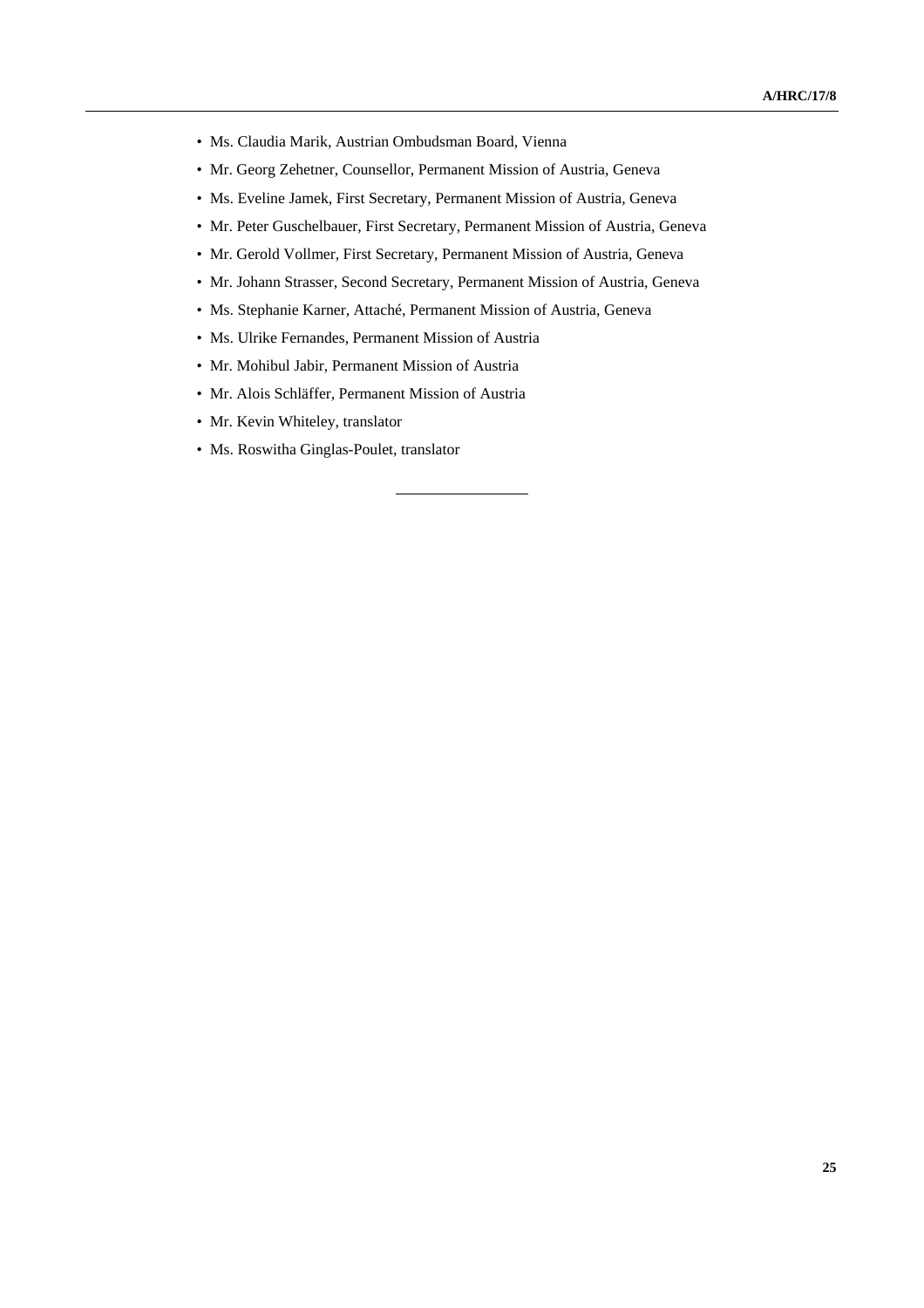- Ms. Claudia Marik, Austrian Ombudsman Board, Vienna
- Mr. Georg Zehetner, Counsellor, Permanent Mission of Austria, Geneva
- Ms. Eveline Jamek, First Secretary, Permanent Mission of Austria, Geneva
- Mr. Peter Guschelbauer, First Secretary, Permanent Mission of Austria, Geneva
- Mr. Gerold Vollmer, First Secretary, Permanent Mission of Austria, Geneva
- Mr. Johann Strasser, Second Secretary, Permanent Mission of Austria, Geneva
- Ms. Stephanie Karner, Attaché, Permanent Mission of Austria, Geneva
- Ms. Ulrike Fernandes, Permanent Mission of Austria
- Mr. Mohibul Jabir, Permanent Mission of Austria
- Mr. Alois Schläffer, Permanent Mission of Austria
- Mr. Kevin Whiteley, translator
- Ms. Roswitha Ginglas-Poulet, translator